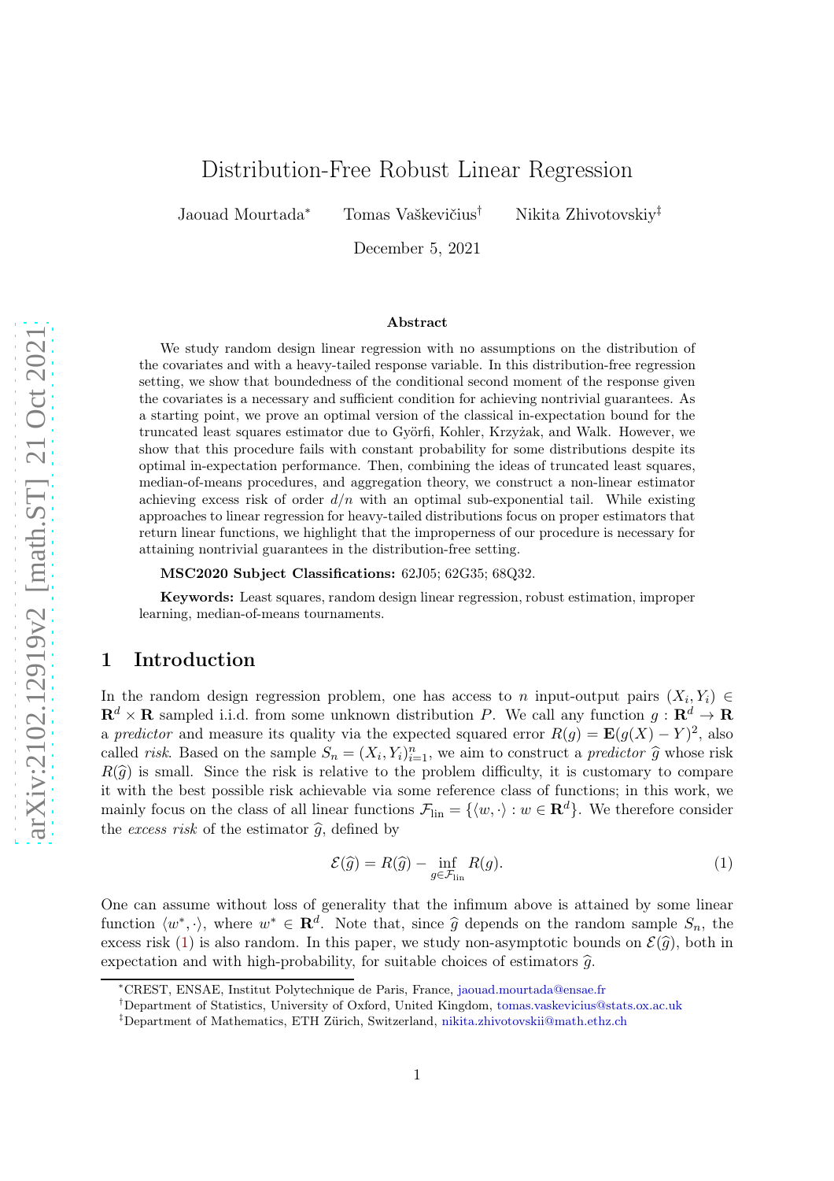# Distribution-Free Robust Linear Regression

Jaouad Mourtada[*] Tomas Vaškevičius[†] Nikita Zhivotovskiy[‡]

December 5, 2021

### Abstract

We study random design linear regression with no assumptions on the distribution of the covariates and with a heavy-tailed response variable. In this distribution-free regression setting, we show that boundedness of the conditional second moment of the response given the covariates is a necessary and sufficient condition for achieving nontrivial guarantees. As a starting point, we prove an optimal version of the classical in-expectation bound for the truncated least squares estimator due to Györfi, Kohler, Krzyżak, and Walk. However, we show that this procedure fails with constant probability for some distributions despite its optimal in-expectation performance. Then, combining the ideas of truncated least squares, median-of-means procedures, and aggregation theory, we construct a non-linear estimator achieving excess risk of order $d/n$ with an optimal sub-exponential tail. While existing approaches to linear regression for heavy-tailed distributions focus on proper estimators that return linear functions, we highlight that the improperness of our procedure is necessary for attaining nontrivial guarantees in the distribution-free setting.

**MSC2020 Subject Classifications:** 62J05; 62G35; 68Q32.

**Keywords:** Least squares, random design linear regression, robust estimation, improper learning, median-of-means tournaments.

## 1 Introduction

In the random design regression problem, one has access to $n$ input-output pairs $(X_i, Y_i) \in \mathbf{R}^d \times \mathbf{R}$ sampled i.i.d. from some unknown distribution $P$. We call any function $g : \mathbf{R}^d \to \mathbf{R}$ a *predictor* and measure its quality via the expected squared error $R(g) = \mathbf{E}(g(X) - Y)^2$, also called *risk*. Based on the sample $S_n = (X_i, Y_i)_{i=1}^n$, we aim to construct a *predictor* $\widehat{g}$ whose risk $R(\widehat{g})$ is small. Since the risk is relative to the problem difficulty, it is customary to compare it with the best possible risk achievable via some reference class of functions; in this work, we mainly focus on the class of all linear functions $\mathcal{F}_{\text{lin}} = \{\langle w, \cdot \rangle : w \in \mathbf{R}^d\}$. We therefore consider the *excess risk* of the estimator $\widehat{g}$, defined by

$$\mathcal{E}(\widehat{g}) = R(\widehat{g}) - \inf_{g \in \mathcal{F}_{\text{lin}}} R(g). \tag{1}$$

One can assume without loss of generality that the infimum above is attained by some linear function $\langle w^*, \cdot \rangle$, where $w^* \in \mathbf{R}^d$. Note that, since $\widehat{g}$ depends on the random sample $S_n$, the excess risk (1) is also random. In this paper, we study non-asymptotic bounds on $\mathcal{E}(\widehat{g})$, both in expectation and with high-probability, for suitable choices of estimators $\widehat{g}$.

---

[*] CREST, ENSAE, Institut Polytechnique de Paris, France, jaouad.mourtada@ensae.fr

[†] Department of Statistics, University of Oxford, United Kingdom, tomas.vaskevicius@stats.ox.ac.uk

[‡] Department of Mathematics, ETH Zürich, Switzerland, nikita.zhivotovskii@math.ethz.ch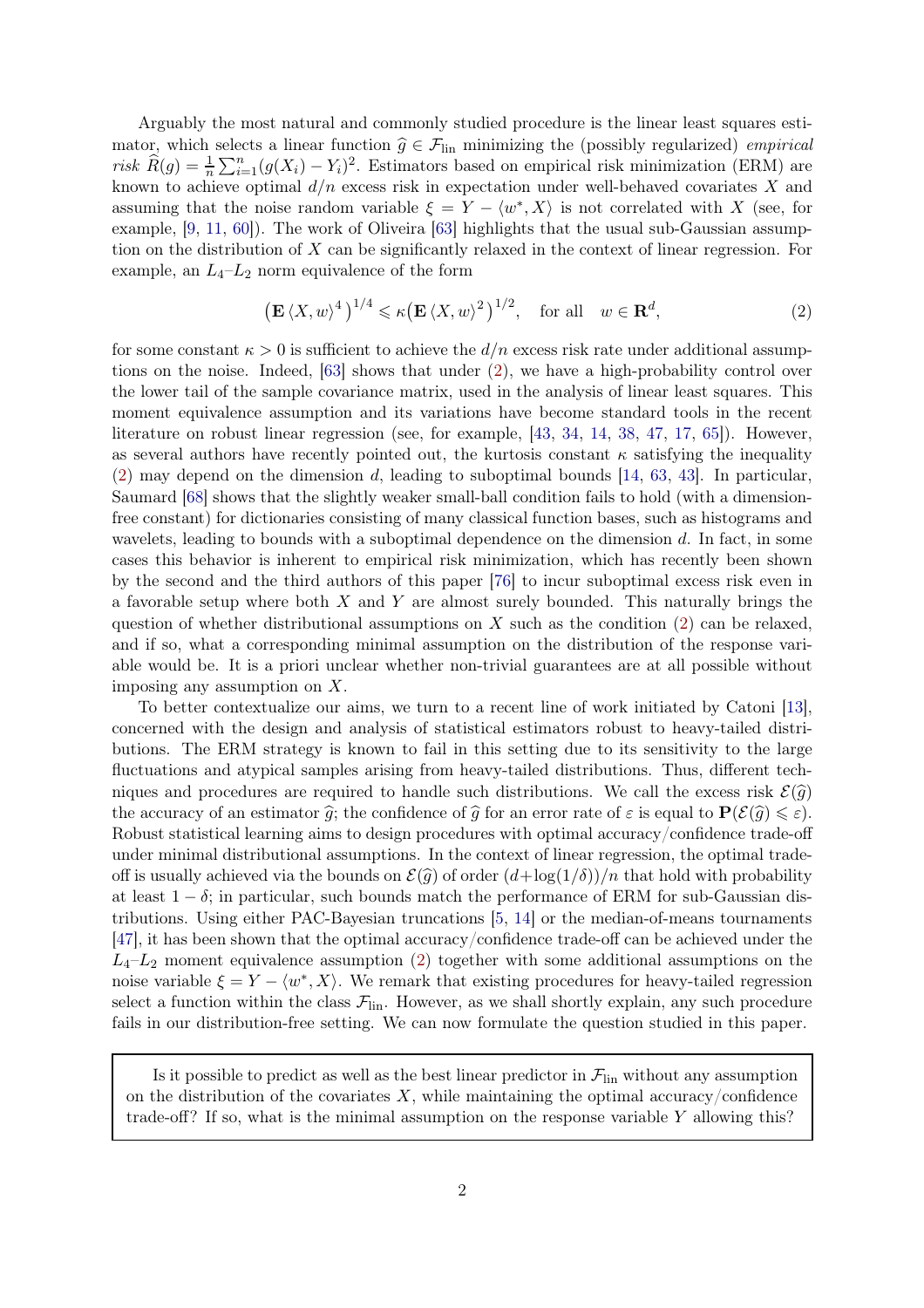Arguably the most natural and commonly studied procedure is the linear least squares estimator, which selects a linear function $\widehat{g} \in \mathcal{F}_{\text{lin}}$ minimizing the (possibly regularized) *empirical risk* $\widehat{R}(g) = \frac{1}{n}\sum_{i=1}^{n}(g(X_i) - Y_i)^2$. Estimators based on empirical risk minimization (ERM) are known to achieve optimal $d/n$ excess risk in expectation under well-behaved covariates $X$ and assuming that the noise random variable $\xi = Y - \langle w^*, X\rangle$ is not correlated with $X$ (see, for example, [9, 11, 60]). The work of Oliveira [63] highlights that the usual sub-Gaussian assumption on the distribution of $X$ can be significantly relaxed in the context of linear regression. For example, an $L_4$–$L_2$ norm equivalence of the form

$$\left(\mathbf{E}\,\langle X, w\rangle^4\right)^{1/4} \leqslant \kappa\left(\mathbf{E}\,\langle X, w\rangle^2\right)^{1/2}, \quad \text{for all} \quad w \in \mathbf{R}^d, \tag{2}$$

for some constant $\kappa > 0$ is sufficient to achieve the $d/n$ excess risk rate under additional assumptions on the noise. Indeed, [63] shows that under (2), we have a high-probability control over the lower tail of the sample covariance matrix, used in the analysis of linear least squares. This moment equivalence assumption and its variations have become standard tools in the recent literature on robust linear regression (see, for example, [43, 34, 14, 38, 47, 17, 65]). However, as several authors have recently pointed out, the kurtosis constant $\kappa$ satisfying the inequality (2) may depend on the dimension $d$, leading to suboptimal bounds [14, 63, 43]. In particular, Saumard [68] shows that the slightly weaker small-ball condition fails to hold (with a dimension-free constant) for dictionaries consisting of many classical function bases, such as histograms and wavelets, leading to bounds with a suboptimal dependence on the dimension $d$. In fact, in some cases this behavior is inherent to empirical risk minimization, which has recently been shown by the second and the third authors of this paper [76] to incur suboptimal excess risk even in a favorable setup where both $X$ and $Y$ are almost surely bounded. This naturally brings the question of whether distributional assumptions on $X$ such as the condition (2) can be relaxed, and if so, what a corresponding minimal assumption on the distribution of the response variable would be. It is a priori unclear whether non-trivial guarantees are at all possible without imposing any assumption on $X$.

To better contextualize our aims, we turn to a recent line of work initiated by Catoni [13], concerned with the design and analysis of statistical estimators robust to heavy-tailed distributions. The ERM strategy is known to fail in this setting due to its sensitivity to the large fluctuations and atypical samples arising from heavy-tailed distributions. Thus, different techniques and procedures are required to handle such distributions. We call the excess risk $\mathcal{E}(\widehat{g})$ the accuracy of an estimator $\widehat{g}$; the confidence of $\widehat{g}$ for an error rate of $\varepsilon$ is equal to $\mathbf{P}(\mathcal{E}(\widehat{g}) \leqslant \varepsilon)$. Robust statistical learning aims to design procedures with optimal accuracy/confidence trade-off under minimal distributional assumptions. In the context of linear regression, the optimal trade-off is usually achieved via the bounds on $\mathcal{E}(\widehat{g})$ of order $(d + \log(1/\delta))/n$ that hold with probability at least $1 - \delta$; in particular, such bounds match the performance of ERM for sub-Gaussian distributions. Using either PAC-Bayesian truncations [5, 14] or the median-of-means tournaments [47], it has been shown that the optimal accuracy/confidence trade-off can be achieved under the $L_4$–$L_2$ moment equivalence assumption (2) together with some additional assumptions on the noise variable $\xi = Y - \langle w^*, X\rangle$. We remark that existing procedures for heavy-tailed regression select a function within the class $\mathcal{F}_{\text{lin}}$. However, as we shall shortly explain, any such procedure fails in our distribution-free setting. We can now formulate the question studied in this paper.

> Is it possible to predict as well as the best linear predictor in $\mathcal{F}_{\text{lin}}$ without any assumption on the distribution of the covariates $X$, while maintaining the optimal accuracy/confidence trade-off? If so, what is the minimal assumption on the response variable $Y$ allowing this?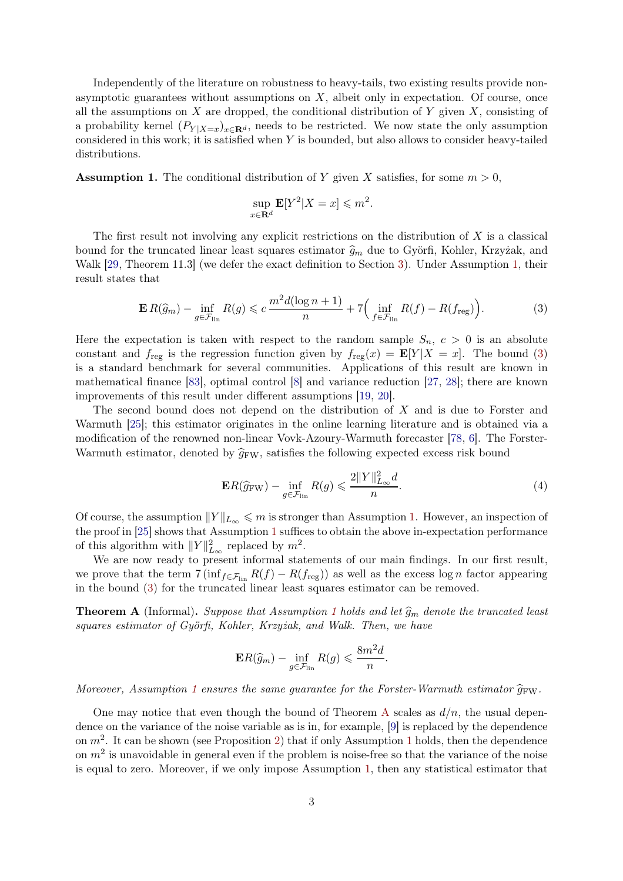Independently of the literature on robustness to heavy-tails, two existing results provide non-asymptotic guarantees without assumptions on $X$, albeit only in expectation. Of course, once all the assumptions on $X$ are dropped, the conditional distribution of $Y$ given $X$, consisting of a probability kernel $(P_{Y|X=x})_{x\in\mathbf{R}^d}$, needs to be restricted. We now state the only assumption considered in this work; it is satisfied when $Y$ is bounded, but also allows to consider heavy-tailed distributions.

**Assumption 1.** The conditional distribution of $Y$ given $X$ satisfies, for some $m > 0$,

$$\sup_{x\in\mathbf{R}^d} \mathbf{E}[Y^2|X=x] \leqslant m^2.$$

The first result not involving any explicit restrictions on the distribution of $X$ is a classical bound for the truncated linear least squares estimator $\widehat{g}_m$ due to Györfi, Kohler, Krzyżak, and Walk [29, Theorem 11.3] (we defer the exact definition to Section 3). Under Assumption 1, their result states that

$$\mathbf{E}\, R(\widehat{g}_m) - \inf_{g\in\mathcal{F}_{\mathrm{lin}}} R(g) \leqslant c\,\frac{m^2 d(\log n + 1)}{n} + 7\Big(\inf_{f\in\mathcal{F}_{\mathrm{lin}}} R(f) - R(f_{\mathrm{reg}})\Big). \tag{3}$$

Here the expectation is taken with respect to the random sample $S_n$, $c > 0$ is an absolute constant and $f_{\mathrm{reg}}$ is the regression function given by $f_{\mathrm{reg}}(x) = \mathbf{E}[Y|X=x]$. The bound (3) is a standard benchmark for several communities. Applications of this result are known in mathematical finance [83], optimal control [8] and variance reduction [27, 28]; there are known improvements of this result under different assumptions [19, 20].

The second bound does not depend on the distribution of $X$ and is due to Forster and Warmuth [25]; this estimator originates in the online learning literature and is obtained via a modification of the renowned non-linear Vovk-Azoury-Warmuth forecaster [78, 6]. The Forster-Warmuth estimator, denoted by $\widehat{g}_{\mathrm{FW}}$, satisfies the following expected excess risk bound

$$\mathbf{E}R(\widehat{g}_{\mathrm{FW}}) - \inf_{g\in\mathcal{F}_{\mathrm{lin}}} R(g) \leqslant \frac{2\|Y\|_{L_\infty}^2 d}{n}. \tag{4}$$

Of course, the assumption $\|Y\|_{L_\infty} \leqslant m$ is stronger than Assumption 1. However, an inspection of the proof in [25] shows that Assumption 1 suffices to obtain the above in-expectation performance of this algorithm with $\|Y\|_{L_\infty}^2$ replaced by $m^2$.

We are now ready to present informal statements of our main findings. In our first result, we prove that the term $7\,(\inf_{f\in\mathcal{F}_{\mathrm{lin}}} R(f) - R(f_{\mathrm{reg}}))$ as well as the excess $\log n$ factor appearing in the bound (3) for the truncated linear least squares estimator can be removed.

**Theorem A** (Informal)**.** *Suppose that Assumption 1 holds and let $\widehat{g}_m$ denote the truncated least squares estimator of Györfi, Kohler, Krzyżak, and Walk. Then, we have*

$$\mathbf{E}R(\widehat{g}_m) - \inf_{g\in\mathcal{F}_{\mathrm{lin}}} R(g) \leqslant \frac{8m^2 d}{n}.$$

*Moreover, Assumption 1 ensures the same guarantee for the Forster-Warmuth estimator $\widehat{g}_{\mathrm{FW}}$.*

One may notice that even though the bound of Theorem A scales as $d/n$, the usual dependence on the variance of the noise variable as is in, for example, [9] is replaced by the dependence on $m^2$. It can be shown (see Proposition 2) that if only Assumption 1 holds, then the dependence on $m^2$ is unavoidable in general even if the problem is noise-free so that the variance of the noise is equal to zero. Moreover, if we only impose Assumption 1, then any statistical estimator that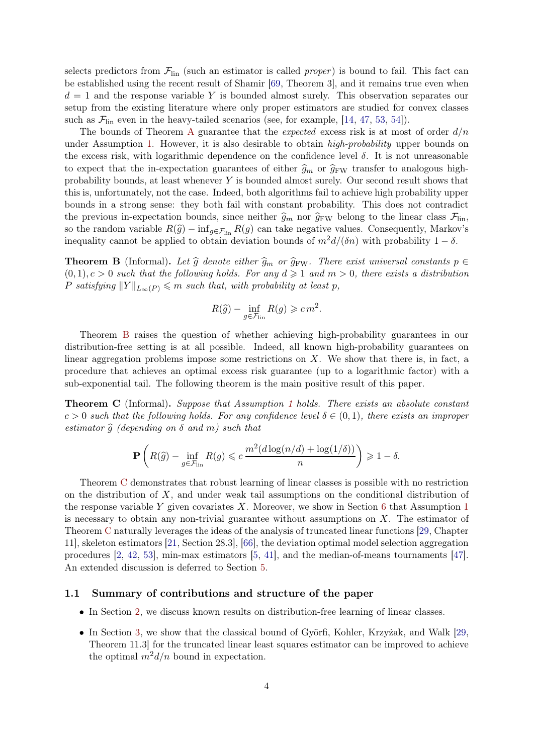selects predictors from $\mathcal{F}_{\text{lin}}$ (such an estimator is called *proper*) is bound to fail. This fact can be established using the recent result of Shamir [69, Theorem 3], and it remains true even when $d = 1$ and the response variable $Y$ is bounded almost surely. This observation separates our setup from the existing literature where only proper estimators are studied for convex classes such as $\mathcal{F}_{\text{lin}}$ even in the heavy-tailed scenarios (see, for example, [14, 47, 53, 54]).

The bounds of Theorem A guarantee that the *expected* excess risk is at most of order $d/n$ under Assumption 1. However, it is also desirable to obtain *high-probability* upper bounds on the excess risk, with logarithmic dependence on the confidence level $\delta$. It is not unreasonable to expect that the in-expectation guarantees of either $\widehat{g}_m$ or $\widehat{g}_{\text{FW}}$ transfer to analogous high-probability bounds, at least whenever $Y$ is bounded almost surely. Our second result shows that this is, unfortunately, not the case. Indeed, both algorithms fail to achieve high probability upper bounds in a strong sense: they both fail with constant probability. This does not contradict the previous in-expectation bounds, since neither $\widehat{g}_m$ nor $\widehat{g}_{\text{FW}}$ belong to the linear class $\mathcal{F}_{\text{lin}}$, so the random variable $R(\widehat{g}) - \inf_{g \in \mathcal{F}_{\text{lin}}} R(g)$ can take negative values. Consequently, Markov's inequality cannot be applied to obtain deviation bounds of $m^2 d/(\delta n)$ with probability $1 - \delta$.

**Theorem B** (Informal)**.** *Let $\widehat{g}$ denote either $\widehat{g}_m$ or $\widehat{g}_{\text{FW}}$. There exist universal constants $p \in (0, 1), c > 0$ such that the following holds. For any $d \geqslant 1$ and $m > 0$, there exists a distribution $P$ satisfying $\|Y\|_{L_\infty(P)} \leqslant m$ such that, with probability at least $p$,*

$$R(\widehat{g}) - \inf_{g \in \mathcal{F}_{\text{lin}}} R(g) \geqslant c\, m^2.$$

Theorem B raises the question of whether achieving high-probability guarantees in our distribution-free setting is at all possible. Indeed, all known high-probability guarantees on linear aggregation problems impose some restrictions on $X$. We show that there is, in fact, a procedure that achieves an optimal excess risk guarantee (up to a logarithmic factor) with a sub-exponential tail. The following theorem is the main positive result of this paper.

**Theorem C** (Informal)**.** *Suppose that Assumption 1 holds. There exists an absolute constant $c > 0$ such that the following holds. For any confidence level $\delta \in (0, 1)$, there exists an improper estimator $\widehat{g}$ (depending on $\delta$ and $m$) such that*

$$\mathbf{P}\left( R(\widehat{g}) - \inf_{g \in \mathcal{F}_{\text{lin}}} R(g) \leqslant c\, \frac{m^2 (d \log(n/d) + \log(1/\delta))}{n} \right) \geqslant 1 - \delta.$$

Theorem C demonstrates that robust learning of linear classes is possible with no restriction on the distribution of $X$, and under weak tail assumptions on the conditional distribution of the response variable $Y$ given covariates $X$. Moreover, we show in Section 6 that Assumption 1 is necessary to obtain any non-trivial guarantee without assumptions on $X$. The estimator of Theorem C naturally leverages the ideas of the analysis of truncated linear functions [29, Chapter 11], skeleton estimators [21, Section 28.3], [66], the deviation optimal model selection aggregation procedures [2, 42, 53], min-max estimators [5, 41], and the median-of-means tournaments [47]. An extended discussion is deferred to Section 5.

### 1.1 Summary of contributions and structure of the paper

- In Section 2, we discuss known results on distribution-free learning of linear classes.
- In Section 3, we show that the classical bound of Györfi, Kohler, Krzyżak, and Walk [29, Theorem 11.3] for the truncated linear least squares estimator can be improved to achieve the optimal $m^2 d/n$ bound in expectation.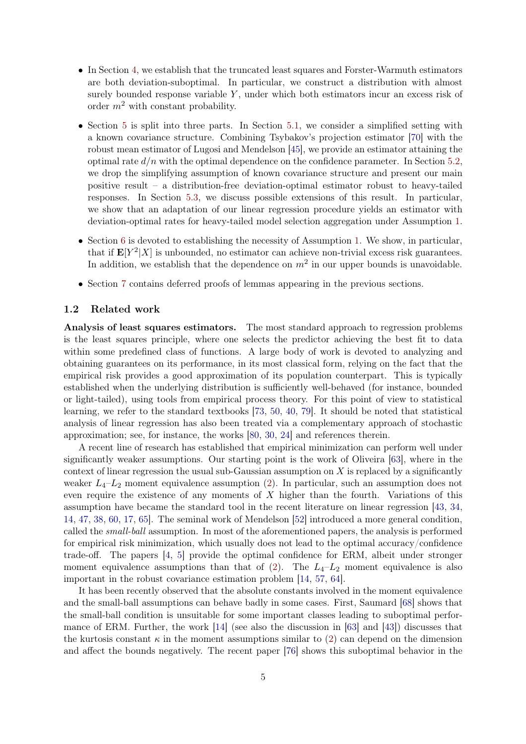- In Section 4, we establish that the truncated least squares and Forster-Warmuth estimators are both deviation-suboptimal. In particular, we construct a distribution with almost surely bounded response variable $Y$, under which both estimators incur an excess risk of order $m^2$ with constant probability.
- Section 5 is split into three parts. In Section 5.1, we consider a simplified setting with a known covariance structure. Combining Tsybakov's projection estimator [70] with the robust mean estimator of Lugosi and Mendelson [45], we provide an estimator attaining the optimal rate $d/n$ with the optimal dependence on the confidence parameter. In Section 5.2, we drop the simplifying assumption of known covariance structure and present our main positive result – a distribution-free deviation-optimal estimator robust to heavy-tailed responses. In Section 5.3, we discuss possible extensions of this result. In particular, we show that an adaptation of our linear regression procedure yields an estimator with deviation-optimal rates for heavy-tailed model selection aggregation under Assumption 1.
- Section 6 is devoted to establishing the necessity of Assumption 1. We show, in particular, that if $\mathbf{E}[Y^2|X]$ is unbounded, no estimator can achieve non-trivial excess risk guarantees. In addition, we establish that the dependence on $m^2$ in our upper bounds is unavoidable.
- Section 7 contains deferred proofs of lemmas appearing in the previous sections.

## 1.2 Related work

**Analysis of least squares estimators.** The most standard approach to regression problems is the least squares principle, where one selects the predictor achieving the best fit to data within some predefined class of functions. A large body of work is devoted to analyzing and obtaining guarantees on its performance, in its most classical form, relying on the fact that the empirical risk provides a good approximation of its population counterpart. This is typically established when the underlying distribution is sufficiently well-behaved (for instance, bounded or light-tailed), using tools from empirical process theory. For this point of view to statistical learning, we refer to the standard textbooks [73, 50, 40, 79]. It should be noted that statistical analysis of linear regression has also been treated via a complementary approach of stochastic approximation; see, for instance, the works [80, 30, 24] and references therein.

A recent line of research has established that empirical minimization can perform well under significantly weaker assumptions. Our starting point is the work of Oliveira [63], where in the context of linear regression the usual sub-Gaussian assumption on $X$ is replaced by a significantly weaker $L_4$–$L_2$ moment equivalence assumption (2). In particular, such an assumption does not even require the existence of any moments of $X$ higher than the fourth. Variations of this assumption have became the standard tool in the recent literature on linear regression [43, 34, 14, 47, 38, 60, 17, 65]. The seminal work of Mendelson [52] introduced a more general condition, called the *small-ball* assumption. In most of the aforementioned papers, the analysis is performed for empirical risk minimization, which usually does not lead to the optimal accuracy/confidence trade-off. The papers [4, 5] provide the optimal confidence for ERM, albeit under stronger moment equivalence assumptions than that of (2). The $L_4$–$L_2$ moment equivalence is also important in the robust covariance estimation problem [14, 57, 64].

It has been recently observed that the absolute constants involved in the moment equivalence and the small-ball assumptions can behave badly in some cases. First, Saumard [68] shows that the small-ball condition is unsuitable for some important classes leading to suboptimal performance of ERM. Further, the work [14] (see also the discussion in [63] and [43]) discusses that the kurtosis constant $\kappa$ in the moment assumptions similar to (2) can depend on the dimension and affect the bounds negatively. The recent paper [76] shows this suboptimal behavior in the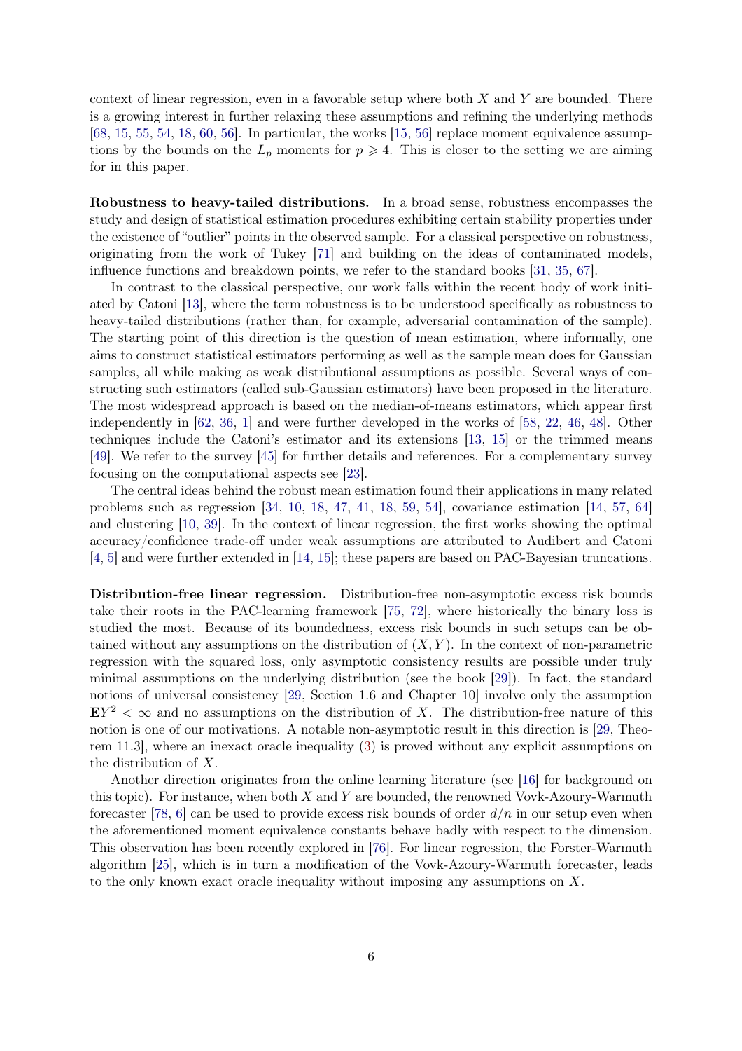context of linear regression, even in a favorable setup where both $X$ and $Y$ are bounded. There is a growing interest in further relaxing these assumptions and refining the underlying methods [68, 15, 55, 54, 18, 60, 56]. In particular, the works [15, 56] replace moment equivalence assumptions by the bounds on the $L_p$ moments for $p \geqslant 4$. This is closer to the setting we are aiming for in this paper.

**Robustness to heavy-tailed distributions.** In a broad sense, robustness encompasses the study and design of statistical estimation procedures exhibiting certain stability properties under the existence of "outlier" points in the observed sample. For a classical perspective on robustness, originating from the work of Tukey [71] and building on the ideas of contaminated models, influence functions and breakdown points, we refer to the standard books [31, 35, 67].

In contrast to the classical perspective, our work falls within the recent body of work initiated by Catoni [13], where the term robustness is to be understood specifically as robustness to heavy-tailed distributions (rather than, for example, adversarial contamination of the sample). The starting point of this direction is the question of mean estimation, where informally, one aims to construct statistical estimators performing as well as the sample mean does for Gaussian samples, all while making as weak distributional assumptions as possible. Several ways of constructing such estimators (called sub-Gaussian estimators) have been proposed in the literature. The most widespread approach is based on the median-of-means estimators, which appear first independently in [62, 36, 1] and were further developed in the works of [58, 22, 46, 48]. Other techniques include the Catoni's estimator and its extensions [13, 15] or the trimmed means [49]. We refer to the survey [45] for further details and references. For a complementary survey focusing on the computational aspects see [23].

The central ideas behind the robust mean estimation found their applications in many related problems such as regression [34, 10, 18, 47, 41, 18, 59, 54], covariance estimation [14, 57, 64] and clustering [10, 39]. In the context of linear regression, the first works showing the optimal accuracy/confidence trade-off under weak assumptions are attributed to Audibert and Catoni [4, 5] and were further extended in [14, 15]; these papers are based on PAC-Bayesian truncations.

**Distribution-free linear regression.** Distribution-free non-asymptotic excess risk bounds take their roots in the PAC-learning framework [75, 72], where historically the binary loss is studied the most. Because of its boundedness, excess risk bounds in such setups can be obtained without any assumptions on the distribution of $(X, Y)$. In the context of non-parametric regression with the squared loss, only asymptotic consistency results are possible under truly minimal assumptions on the underlying distribution (see the book [29]). In fact, the standard notions of universal consistency [29, Section 1.6 and Chapter 10] involve only the assumption $\mathbf{E}Y^2 < \infty$ and no assumptions on the distribution of $X$. The distribution-free nature of this notion is one of our motivations. A notable non-asymptotic result in this direction is [29, Theorem 11.3], where an inexact oracle inequality (3) is proved without any explicit assumptions on the distribution of $X$.

Another direction originates from the online learning literature (see [16] for background on this topic). For instance, when both $X$ and $Y$ are bounded, the renowned Vovk-Azoury-Warmuth forecaster [78, 6] can be used to provide excess risk bounds of order $d/n$ in our setup even when the aforementioned moment equivalence constants behave badly with respect to the dimension. This observation has been recently explored in [76]. For linear regression, the Forster-Warmuth algorithm [25], which is in turn a modification of the Vovk-Azoury-Warmuth forecaster, leads to the only known exact oracle inequality without imposing any assumptions on $X$.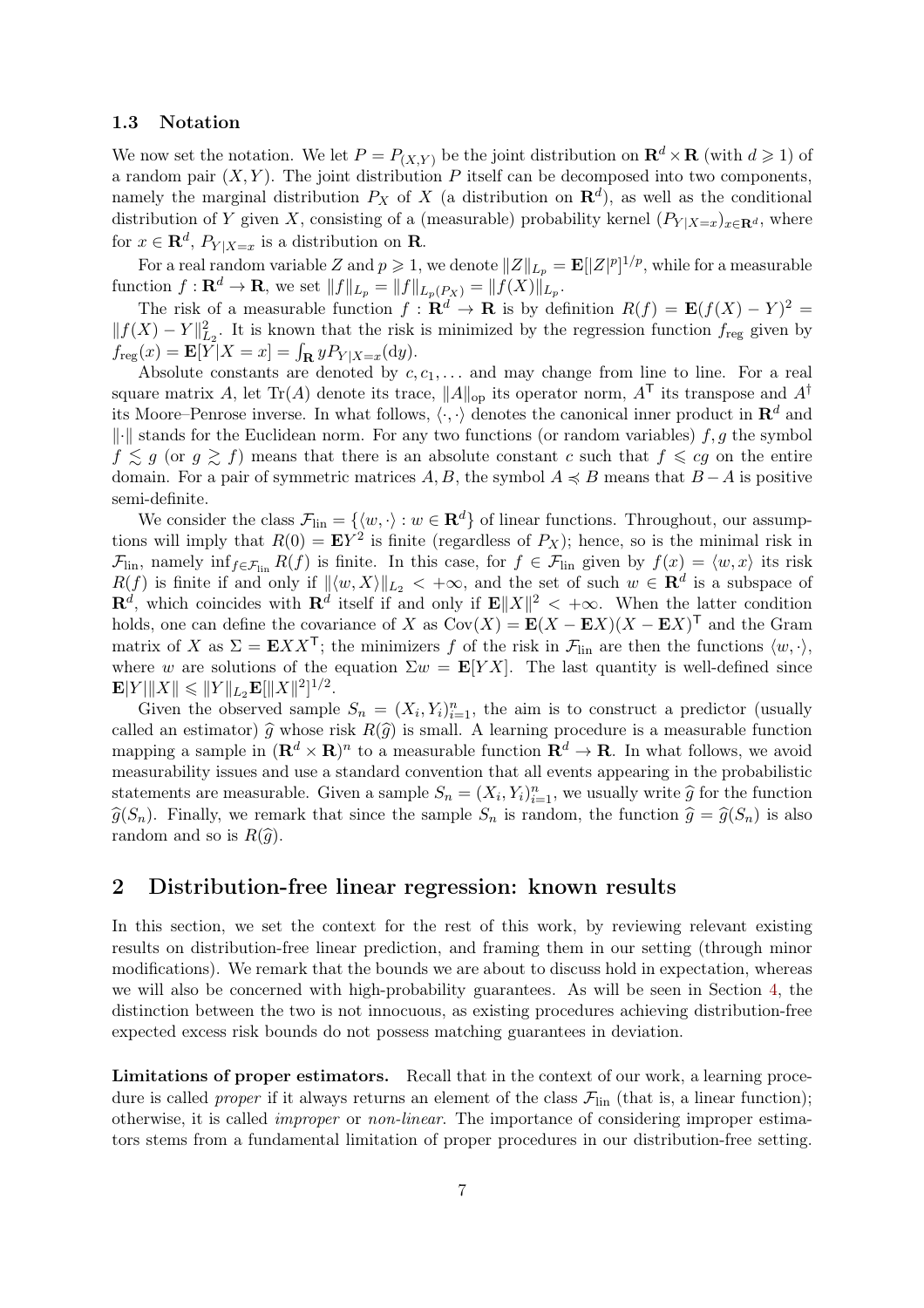### 1.3 Notation

We now set the notation. We let $P = P_{(X,Y)}$ be the joint distribution on $\mathbf{R}^d \times \mathbf{R}$ (with $d \geqslant 1$) of a random pair $(X, Y)$. The joint distribution $P$ itself can be decomposed into two components, namely the marginal distribution $P_X$ of $X$ (a distribution on $\mathbf{R}^d$), as well as the conditional distribution of $Y$ given $X$, consisting of a (measurable) probability kernel $(P_{Y|X=x})_{x\in\mathbf{R}^d}$, where for $x \in \mathbf{R}^d$, $P_{Y|X=x}$ is a distribution on $\mathbf{R}$.

For a real random variable $Z$ and $p \geqslant 1$, we denote $\|Z\|_{L_p} = \mathbf{E}[|Z|^p]^{1/p}$, while for a measurable function $f : \mathbf{R}^d \to \mathbf{R}$, we set $\|f\|_{L_p} = \|f\|_{L_p(P_X)} = \|f(X)\|_{L_p}$.

The risk of a measurable function $f : \mathbf{R}^d \to \mathbf{R}$ is by definition $R(f) = \mathbf{E}(f(X) - Y)^2 = \|f(X) - Y\|_{L_2}^2$. It is known that the risk is minimized by the regression function $f_{\mathrm{reg}}$ given by $f_{\mathrm{reg}}(x) = \mathbf{E}[Y|X = x] = \int_{\mathbf{R}} y P_{Y|X=x}(\mathrm{d}y)$.

Absolute constants are denoted by $c, c_1, \dots$ and may change from line to line. For a real square matrix $A$, let $\mathrm{Tr}(A)$ denote its trace, $\|A\|_{\mathrm{op}}$ its operator norm, $A^{\mathsf{T}}$ its transpose and $A^{\dagger}$ its Moore–Penrose inverse. In what follows, $\langle\cdot,\cdot\rangle$ denotes the canonical inner product in $\mathbf{R}^d$ and $\|\cdot\|$ stands for the Euclidean norm. For any two functions (or random variables) $f, g$ the symbol $f \lesssim g$ (or $g \gtrsim f$) means that there is an absolute constant $c$ such that $f \leqslant cg$ on the entire domain. For a pair of symmetric matrices $A, B$, the symbol $A \preccurlyeq B$ means that $B - A$ is positive semi-definite.

We consider the class $\mathcal{F}_{\mathrm{lin}} = \{\langle w, \cdot\rangle : w \in \mathbf{R}^d\}$ of linear functions. Throughout, our assumptions will imply that $R(0) = \mathbf{E}Y^2$ is finite (regardless of $P_X$); hence, so is the minimal risk in $\mathcal{F}_{\mathrm{lin}}$, namely $\inf_{f\in\mathcal{F}_{\mathrm{lin}}} R(f)$ is finite. In this case, for $f \in \mathcal{F}_{\mathrm{lin}}$ given by $f(x) = \langle w, x\rangle$ its risk $R(f)$ is finite if and only if $\|\langle w, X\rangle\|_{L_2} < +\infty$, and the set of such $w \in \mathbf{R}^d$ is a subspace of $\mathbf{R}^d$, which coincides with $\mathbf{R}^d$ itself if and only if $\mathbf{E}\|X\|^2 < +\infty$. When the latter condition holds, one can define the covariance of $X$ as $\mathrm{Cov}(X) = \mathbf{E}(X - \mathbf{E}X)(X - \mathbf{E}X)^{\mathsf{T}}$ and the Gram matrix of $X$ as $\Sigma = \mathbf{E}XX^{\mathsf{T}}$; the minimizers $f$ of the risk in $\mathcal{F}_{\mathrm{lin}}$ are then the functions $\langle w, \cdot\rangle$, where $w$ are solutions of the equation $\Sigma w = \mathbf{E}[YX]$. The last quantity is well-defined since $\mathbf{E}|Y|\|X\| \leqslant \|Y\|_{L_2}\mathbf{E}[\|X\|^2]^{1/2}$.

Given the observed sample $S_n = (X_i, Y_i)_{i=1}^n$, the aim is to construct a predictor (usually called an estimator) $\widehat{g}$ whose risk $R(\widehat{g})$ is small. A learning procedure is a measurable function mapping a sample in $(\mathbf{R}^d \times \mathbf{R})^n$ to a measurable function $\mathbf{R}^d \to \mathbf{R}$. In what follows, we avoid measurability issues and use a standard convention that all events appearing in the probabilistic statements are measurable. Given a sample $S_n = (X_i, Y_i)_{i=1}^n$, we usually write $\widehat{g}$ for the function $\widehat{g}(S_n)$. Finally, we remark that since the sample $S_n$ is random, the function $\widehat{g} = \widehat{g}(S_n)$ is also random and so is $R(\widehat{g})$.

## 2 Distribution-free linear regression: known results

In this section, we set the context for the rest of this work, by reviewing relevant existing results on distribution-free linear prediction, and framing them in our setting (through minor modifications). We remark that the bounds we are about to discuss hold in expectation, whereas we will also be concerned with high-probability guarantees. As will be seen in Section 4, the distinction between the two is not innocuous, as existing procedures achieving distribution-free expected excess risk bounds do not possess matching guarantees in deviation.

**Limitations of proper estimators.** Recall that in the context of our work, a learning procedure is called *proper* if it always returns an element of the class $\mathcal{F}_{\mathrm{lin}}$ (that is, a linear function); otherwise, it is called *improper* or *non-linear*. The importance of considering improper estimators stems from a fundamental limitation of proper procedures in our distribution-free setting.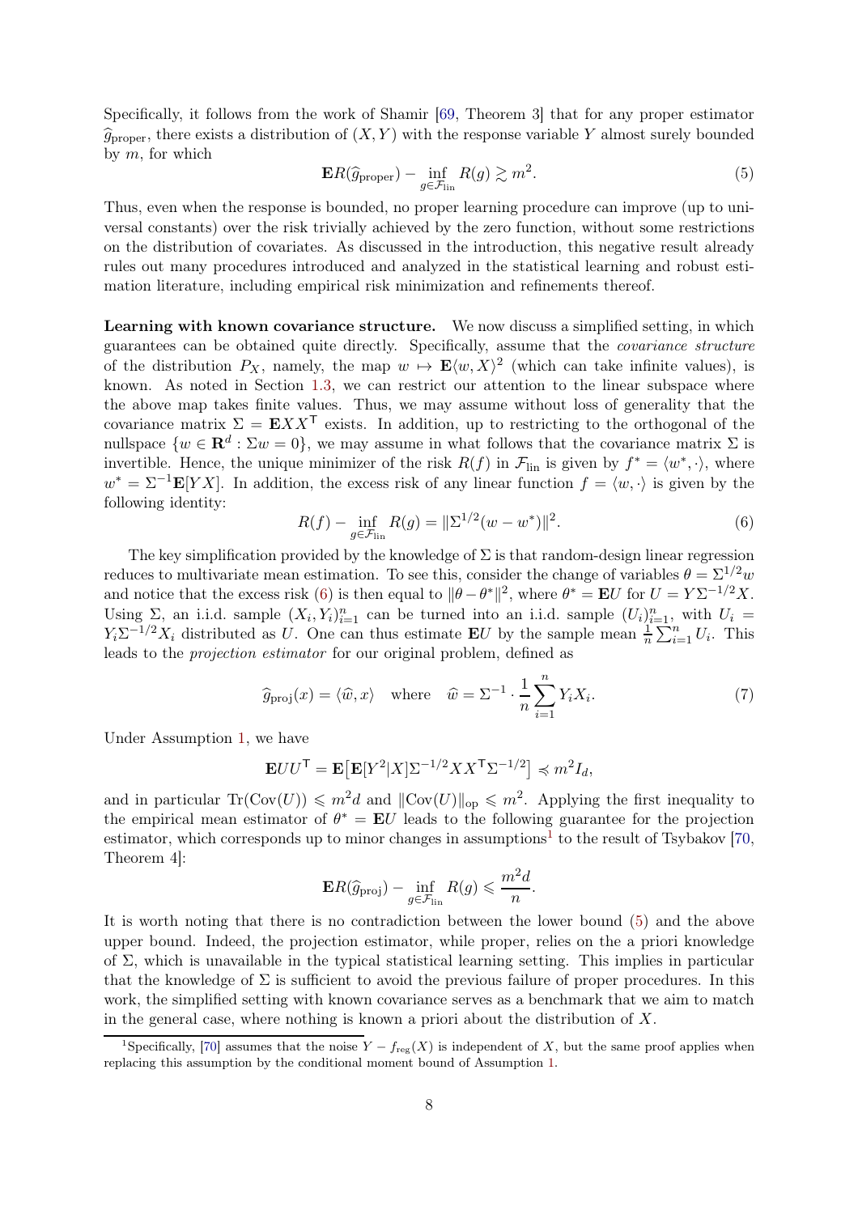Specifically, it follows from the work of Shamir [69, Theorem 3] that for any proper estimator $\widehat{g}_{\mathrm{proper}}$, there exists a distribution of $(X, Y)$ with the response variable $Y$ almost surely bounded by $m$, for which

$$\mathbf{E}R(\widehat{g}_{\mathrm{proper}}) - \inf_{g \in \mathcal{F}_{\mathrm{lin}}} R(g) \gtrsim m^2. \tag{5}$$

Thus, even when the response is bounded, no proper learning procedure can improve (up to universal constants) over the risk trivially achieved by the zero function, without some restrictions on the distribution of covariates. As discussed in the introduction, this negative result already rules out many procedures introduced and analyzed in the statistical learning and robust estimation literature, including empirical risk minimization and refinements thereof.

**Learning with known covariance structure.** We now discuss a simplified setting, in which guarantees can be obtained quite directly. Specifically, assume that the *covariance structure* of the distribution $P_X$, namely, the map $w \mapsto \mathbf{E}\langle w, X\rangle^2$ (which can take infinite values), is known. As noted in Section 1.3, we can restrict our attention to the linear subspace where the above map takes finite values. Thus, we may assume without loss of generality that the covariance matrix $\Sigma = \mathbf{E}XX^{\mathsf{T}}$ exists. In addition, up to restricting to the orthogonal of the nullspace $\{w \in \mathbf{R}^d : \Sigma w = 0\}$, we may assume in what follows that the covariance matrix $\Sigma$ is invertible. Hence, the unique minimizer of the risk $R(f)$ in $\mathcal{F}_{\mathrm{lin}}$ is given by $f^* = \langle w^*, \cdot\rangle$, where $w^* = \Sigma^{-1}\mathbf{E}[YX]$. In addition, the excess risk of any linear function $f = \langle w, \cdot\rangle$ is given by the following identity:

$$R(f) - \inf_{g \in \mathcal{F}_{\mathrm{lin}}} R(g) = \|\Sigma^{1/2}(w - w^*)\|^2. \tag{6}$$

The key simplification provided by the knowledge of $\Sigma$ is that random-design linear regression reduces to multivariate mean estimation. To see this, consider the change of variables $\theta = \Sigma^{1/2}w$ and notice that the excess risk (6) is then equal to $\|\theta - \theta^*\|^2$, where $\theta^* = \mathbf{E}U$ for $U = Y\Sigma^{-1/2}X$. Using $\Sigma$, an i.i.d. sample $(X_i, Y_i)_{i=1}^n$ can be turned into an i.i.d. sample $(U_i)_{i=1}^n$, with $U_i = Y_i\Sigma^{-1/2}X_i$ distributed as $U$. One can thus estimate $\mathbf{E}U$ by the sample mean $\frac{1}{n}\sum_{i=1}^n U_i$. This leads to the *projection estimator* for our original problem, defined as

$$\widehat{g}_{\mathrm{proj}}(x) = \langle \widehat{w}, x\rangle \quad \text{where} \quad \widehat{w} = \Sigma^{-1} \cdot \frac{1}{n}\sum_{i=1}^n Y_i X_i. \tag{7}$$

Under Assumption 1, we have

$$\mathbf{E}UU^{\mathsf{T}} = \mathbf{E}\big[\mathbf{E}[Y^2|X]\Sigma^{-1/2}XX^{\mathsf{T}}\Sigma^{-1/2}\big] \preccurlyeq m^2 I_d,$$

and in particular $\mathrm{Tr}(\mathrm{Cov}(U)) \leqslant m^2 d$ and $\|\mathrm{Cov}(U)\|_{\mathrm{op}} \leqslant m^2$. Applying the first inequality to the empirical mean estimator of $\theta^* = \mathbf{E}U$ leads to the following guarantee for the projection estimator, which corresponds up to minor changes in assumptions[1] to the result of Tsybakov [70, Theorem 4]:

$$\mathbf{E}R(\widehat{g}_{\mathrm{proj}}) - \inf_{g \in \mathcal{F}_{\mathrm{lin}}} R(g) \leqslant \frac{m^2 d}{n}.$$

It is worth noting that there is no contradiction between the lower bound (5) and the above upper bound. Indeed, the projection estimator, while proper, relies on the a priori knowledge of $\Sigma$, which is unavailable in the typical statistical learning setting. This implies in particular that the knowledge of $\Sigma$ is sufficient to avoid the previous failure of proper procedures. In this work, the simplified setting with known covariance serves as a benchmark that we aim to match in the general case, where nothing is known a priori about the distribution of $X$.

[1] Specifically, [70] assumes that the noise $Y - f_{\mathrm{reg}}(X)$ is independent of $X$, but the same proof applies when replacing this assumption by the conditional moment bound of Assumption 1.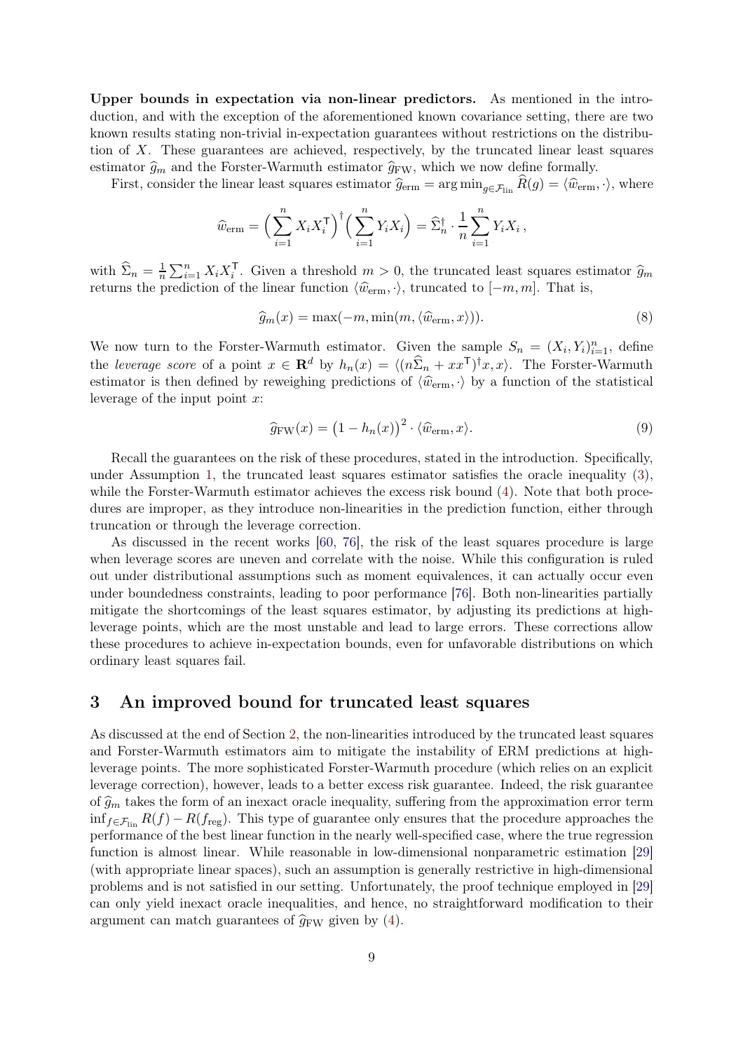**Upper bounds in expectation via non-linear predictors.** As mentioned in the introduction, and with the exception of the aforementioned known covariance setting, there are two known results stating non-trivial in-expectation guarantees without restrictions on the distribution of $X$. These guarantees are achieved, respectively, by the truncated linear least squares estimator $\widehat{g}_m$ and the Forster-Warmuth estimator $\widehat{g}_{\mathrm{FW}}$, which we now define formally.

First, consider the linear least squares estimator $\widehat{g}_{\mathrm{erm}} = \arg\min_{g \in \mathcal{F}_{\mathrm{lin}}} \widehat{R}(g) = \langle \widehat{w}_{\mathrm{erm}}, \cdot \rangle$, where

$$
\widehat{w}_{\mathrm{erm}} = \Big( \sum_{i=1}^n X_i X_i^\mathsf{T} \Big)^\dagger \Big( \sum_{i=1}^n Y_i X_i \Big) = \widehat{\Sigma}_n^\dagger \cdot \frac{1}{n} \sum_{i=1}^n Y_i X_i \,,
$$

with $\widehat{\Sigma}_n = \frac{1}{n}\sum_{i=1}^n X_i X_i^\mathsf{T}$. Given a threshold $m > 0$, the truncated least squares estimator $\widehat{g}_m$ returns the prediction of the linear function $\langle \widehat{w}_{\mathrm{erm}}, \cdot \rangle$, truncated to $[-m, m]$. That is,

$$
\widehat{g}_m(x) = \max(-m, \min(m, \langle \widehat{w}_{\mathrm{erm}}, x \rangle)). \tag{8}
$$

We now turn to the Forster-Warmuth estimator. Given the sample $S_n = (X_i, Y_i)_{i=1}^n$, define the *leverage score* of a point $x \in \mathbf{R}^d$ by $h_n(x) = \langle (n\widehat{\Sigma}_n + xx^\mathsf{T})^\dagger x, x \rangle$. The Forster-Warmuth estimator is then defined by reweighing predictions of $\langle \widehat{w}_{\mathrm{erm}}, \cdot \rangle$ by a function of the statistical leverage of the input point $x$:

$$
\widehat{g}_{\mathrm{FW}}(x) = \big(1 - h_n(x)\big)^2 \cdot \langle \widehat{w}_{\mathrm{erm}}, x \rangle. \tag{9}
$$

Recall the guarantees on the risk of these procedures, stated in the introduction. Specifically, under Assumption 1, the truncated least squares estimator satisfies the oracle inequality (3), while the Forster-Warmuth estimator achieves the excess risk bound (4). Note that both procedures are improper, as they introduce non-linearities in the prediction function, either through truncation or through the leverage correction.

As discussed in the recent works [60, 76], the risk of the least squares procedure is large when leverage scores are uneven and correlate with the noise. While this configuration is ruled out under distributional assumptions such as moment equivalences, it can actually occur even under boundedness constraints, leading to poor performance [76]. Both non-linearities partially mitigate the shortcomings of the least squares estimator, by adjusting its predictions at high-leverage points, which are the most unstable and lead to large errors. These corrections allow these procedures to achieve in-expectation bounds, even for unfavorable distributions on which ordinary least squares fail.

## 3 An improved bound for truncated least squares

As discussed at the end of Section 2, the non-linearities introduced by the truncated least squares and Forster-Warmuth estimators aim to mitigate the instability of ERM predictions at high-leverage points. The more sophisticated Forster-Warmuth procedure (which relies on an explicit leverage correction), however, leads to a better excess risk guarantee. Indeed, the risk guarantee of $\widehat{g}_m$ takes the form of an inexact oracle inequality, suffering from the approximation error term $\inf_{f \in \mathcal{F}_{\mathrm{lin}}} R(f) - R(f_{\mathrm{reg}})$. This type of guarantee only ensures that the procedure approaches the performance of the best linear function in the nearly well-specified case, where the true regression function is almost linear. While reasonable in low-dimensional nonparametric estimation [29] (with appropriate linear spaces), such an assumption is generally restrictive in high-dimensional problems and is not satisfied in our setting. Unfortunately, the proof technique employed in [29] can only yield inexact oracle inequalities, and hence, no straightforward modification to their argument can match guarantees of $\widehat{g}_{\mathrm{FW}}$ given by (4).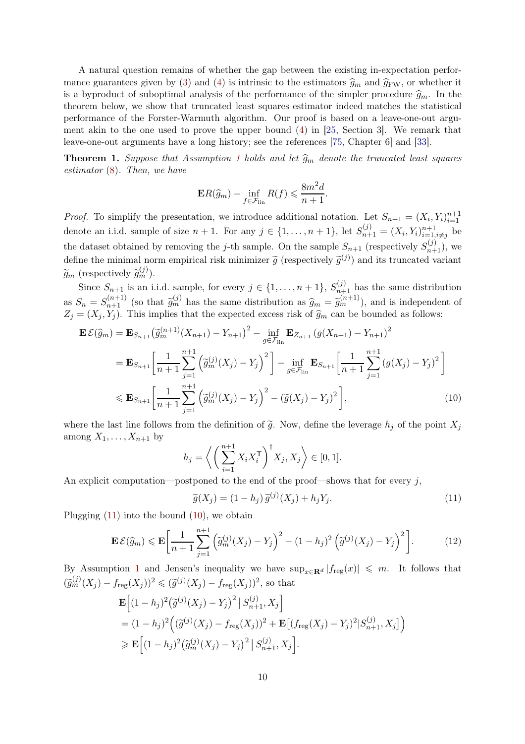A natural question remains of whether the gap between the existing in-expectation performance guarantees given by (3) and (4) is intrinsic to the estimators $\widehat{g}_m$ and $\widehat{g}_{\mathrm{FW}}$, or whether it is a byproduct of suboptimal analysis of the performance of the simpler procedure $\widehat{g}_m$. In the theorem below, we show that truncated least squares estimator indeed matches the statistical performance of the Forster-Warmuth algorithm. Our proof is based on a leave-one-out argument akin to the one used to prove the upper bound (4) in [25, Section 3]. We remark that leave-one-out arguments have a long history; see the references [75, Chapter 6] and [33].

**Theorem 1.** *Suppose that Assumption 1 holds and let $\widehat{g}_m$ denote the truncated least squares estimator (8). Then, we have*

$$
\mathbf{E}R(\widehat{g}_m) - \inf_{f \in \mathcal{F}_{\mathrm{lin}}} R(f) \leqslant \frac{8m^2 d}{n+1}.
$$

*Proof.* To simplify the presentation, we introduce additional notation. Let $S_{n+1} = (X_i, Y_i)_{i=1}^{n+1}$ denote an i.i.d. sample of size $n+1$. For any $j \in \{1, \ldots, n+1\}$, let $S_{n+1}^{(j)} = (X_i, Y_i)_{i=1, i \neq j}^{n+1}$ be the dataset obtained by removing the $j$-th sample. On the sample $S_{n+1}$ (respectively $S_{n+1}^{(j)}$), we define the minimal norm empirical risk minimizer $\widetilde{g}$ (respectively $\widetilde{g}^{(j)}$) and its truncated variant $\widetilde{g}_m$ (respectively $\widetilde{g}_m^{(j)}$).

Since $S_{n+1}$ is an i.i.d. sample, for every $j \in \{1, \ldots, n+1\}$, $S_{n+1}^{(j)}$ has the same distribution as $S_n = S_{n+1}^{(n+1)}$ (so that $\widetilde{g}_m^{(j)}$ has the same distribution as $\widehat{g}_m = \widetilde{g}_m^{(n+1)}$), and is independent of $Z_j = (X_j, Y_j)$. This implies that the expected excess risk of $\widehat{g}_m$ can be bounded as follows:

$$
\begin{aligned}
\mathbf{E}\,\mathcal{E}(\widehat{g}_m) &= \mathbf{E}_{S_{n+1}} \big(\widetilde{g}_m^{(n+1)}(X_{n+1}) - Y_{n+1}\big)^2 - \inf_{g \in \mathcal{F}_{\mathrm{lin}}} \mathbf{E}_{Z_{n+1}} \left(g(X_{n+1}) - Y_{n+1}\right)^2 \\
&= \mathbf{E}_{S_{n+1}} \left[ \frac{1}{n+1} \sum_{j=1}^{n+1} \left( \widetilde{g}_m^{(j)}(X_j) - Y_j \right)^2 \right] - \inf_{g \in \mathcal{F}_{\mathrm{lin}}} \mathbf{E}_{S_{n+1}} \left[ \frac{1}{n+1} \sum_{j=1}^{n+1} \left(g(X_j) - Y_j\right)^2 \right] \\
&\leqslant \mathbf{E}_{S_{n+1}} \left[ \frac{1}{n+1} \sum_{j=1}^{n+1} \left( \widetilde{g}_m^{(j)}(X_j) - Y_j \right)^2 - \left(\widetilde{g}(X_j) - Y_j\right)^2 \right], \qquad (10)
\end{aligned}
$$

where the last line follows from the definition of $\widetilde{g}$. Now, define the leverage $h_j$ of the point $X_j$ among $X_1, \ldots, X_{n+1}$ by

$$
h_j = \left\langle \left( \sum_{i=1}^{n+1} X_i X_i^{\mathsf{T}} \right)^{\dagger} X_j, X_j \right\rangle \in [0, 1].
$$

An explicit computation—postponed to the end of the proof—shows that for every $j$,

$$
\widetilde{g}(X_j) = (1 - h_j)\, \widetilde{g}^{(j)}(X_j) + h_j Y_j. \qquad (11)
$$

Plugging (11) into the bound (10), we obtain

$$
\mathbf{E}\,\mathcal{E}(\widehat{g}_m) \leqslant \mathbf{E}\left[ \frac{1}{n+1} \sum_{j=1}^{n+1} \left( \widetilde{g}_m^{(j)}(X_j) - Y_j \right)^2 - (1 - h_j)^2 \left( \widetilde{g}^{(j)}(X_j) - Y_j \right)^2 \right]. \qquad (12)
$$

By Assumption 1 and Jensen's inequality we have $\sup_{x \in \mathbf{R}^d} |f_{\mathrm{reg}}(x)| \leqslant m$. It follows that $(\widetilde{g}_m^{(j)}(X_j) - f_{\mathrm{reg}}(X_j))^2 \leqslant (\widetilde{g}^{(j)}(X_j) - f_{\mathrm{reg}}(X_j))^2$, so that

$$
\begin{aligned}
&\mathbf{E}\Big[ (1 - h_j)^2 \big( \widetilde{g}^{(j)}(X_j) - Y_j \big)^2 \,\big|\, S_{n+1}^{(j)}, X_j \Big] \\
&= (1 - h_j)^2 \Big( (\widetilde{g}^{(j)}(X_j) - f_{\mathrm{reg}}(X_j))^2 + \mathbf{E}\big[ (f_{\mathrm{reg}}(X_j) - Y_j)^2 | S_{n+1}^{(j)}, X_j \big] \Big) \\
&\geqslant \mathbf{E}\Big[ (1 - h_j)^2 \big( \widetilde{g}_m^{(j)}(X_j) - Y_j \big)^2 \,\big|\, S_{n+1}^{(j)}, X_j \Big].
\end{aligned}
$$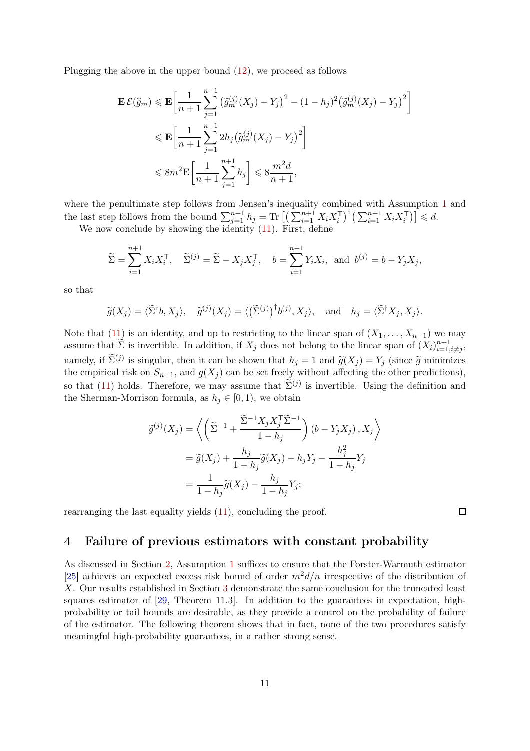Plugging the above in the upper bound (12), we proceed as follows

$$
\begin{aligned}
\mathbf{E}\,\mathcal{E}(\widehat{g}_m) &\leqslant \mathbf{E}\bigg[\frac{1}{n+1}\sum_{j=1}^{n+1}\big(\widetilde{g}_m^{(j)}(X_j)-Y_j\big)^2-(1-h_j)^2\big(\widetilde{g}_m^{(j)}(X_j)-Y_j\big)^2\bigg] \\
&\leqslant \mathbf{E}\bigg[\frac{1}{n+1}\sum_{j=1}^{n+1}2h_j\big(\widetilde{g}_m^{(j)}(X_j)-Y_j\big)^2\bigg] \\
&\leqslant 8m^2\mathbf{E}\bigg[\frac{1}{n+1}\sum_{j=1}^{n+1}h_j\bigg]\leqslant 8\frac{m^2d}{n+1},
\end{aligned}
$$

where the penultimate step follows from Jensen's inequality combined with Assumption 1 and the last step follows from the bound $\sum_{j=1}^{n+1}h_j=\operatorname{Tr}\big[\big(\sum_{i=1}^{n+1}X_iX_i^{\mathsf{T}}\big)^{\dagger}\big(\sum_{i=1}^{n+1}X_iX_i^{\mathsf{T}}\big)\big]\leqslant d$.

We now conclude by showing the identity (11). First, define

$$
\widetilde{\Sigma}=\sum_{i=1}^{n+1}X_iX_i^{\mathsf{T}},\quad \widetilde{\Sigma}^{(j)}=\widetilde{\Sigma}-X_jX_j^{\mathsf{T}},\quad b=\sum_{i=1}^{n+1}Y_iX_i,\ \text{ and }\ b^{(j)}=b-Y_jX_j,
$$

so that

$$
\widetilde{g}(X_j)=\langle\widetilde{\Sigma}^{\dagger}b,X_j\rangle,\quad \widetilde{g}^{(j)}(X_j)=\langle\big(\widetilde{\Sigma}^{(j)}\big)^{\dagger}b^{(j)},X_j\rangle,\quad \text{and}\quad h_j=\langle\widetilde{\Sigma}^{\dagger}X_j,X_j\rangle.
$$

Note that (11) is an identity, and up to restricting to the linear span of $(X_1,\ldots,X_{n+1})$ we may assume that $\widetilde{\Sigma}$ is invertible. In addition, if $X_j$ does not belong to the linear span of $(X_i)_{i=1,i\neq j}^{n+1}$, namely, if $\widetilde{\Sigma}^{(j)}$ is singular, then it can be shown that $h_j=1$ and $\widetilde{g}(X_j)=Y_j$ (since $\widetilde{g}$ minimizes the empirical risk on $S_{n+1}$, and $g(X_j)$ can be set freely without affecting the other predictions), so that (11) holds. Therefore, we may assume that $\widetilde{\Sigma}^{(j)}$ is invertible. Using the definition and the Sherman-Morrison formula, as $h_j\in[0,1)$, we obtain

$$
\begin{aligned}
\widetilde{g}^{(j)}(X_j) &= \bigg\langle\bigg(\widetilde{\Sigma}^{-1}+\frac{\widetilde{\Sigma}^{-1}X_jX_j^{\mathsf{T}}\widetilde{\Sigma}^{-1}}{1-h_j}\bigg)(b-Y_jX_j)\,,X_j\bigg\rangle \\
&= \widetilde{g}(X_j)+\frac{h_j}{1-h_j}\widetilde{g}(X_j)-h_jY_j-\frac{h_j^2}{1-h_j}Y_j \\
&= \frac{1}{1-h_j}\widetilde{g}(X_j)-\frac{h_j}{1-h_j}Y_j;
\end{aligned}
$$

rearranging the last equality yields (11), concluding the proof. $\square$

## 4 Failure of previous estimators with constant probability

As discussed in Section 2, Assumption 1 suffices to ensure that the Forster-Warmuth estimator [25] achieves an expected excess risk bound of order $m^2d/n$ irrespective of the distribution of $X$. Our results established in Section 3 demonstrate the same conclusion for the truncated least squares estimator of [29, Theorem 11.3]. In addition to the guarantees in expectation, high-probability or tail bounds are desirable, as they provide a control on the probability of failure of the estimator. The following theorem shows that in fact, none of the two procedures satisfy meaningful high-probability guarantees, in a rather strong sense.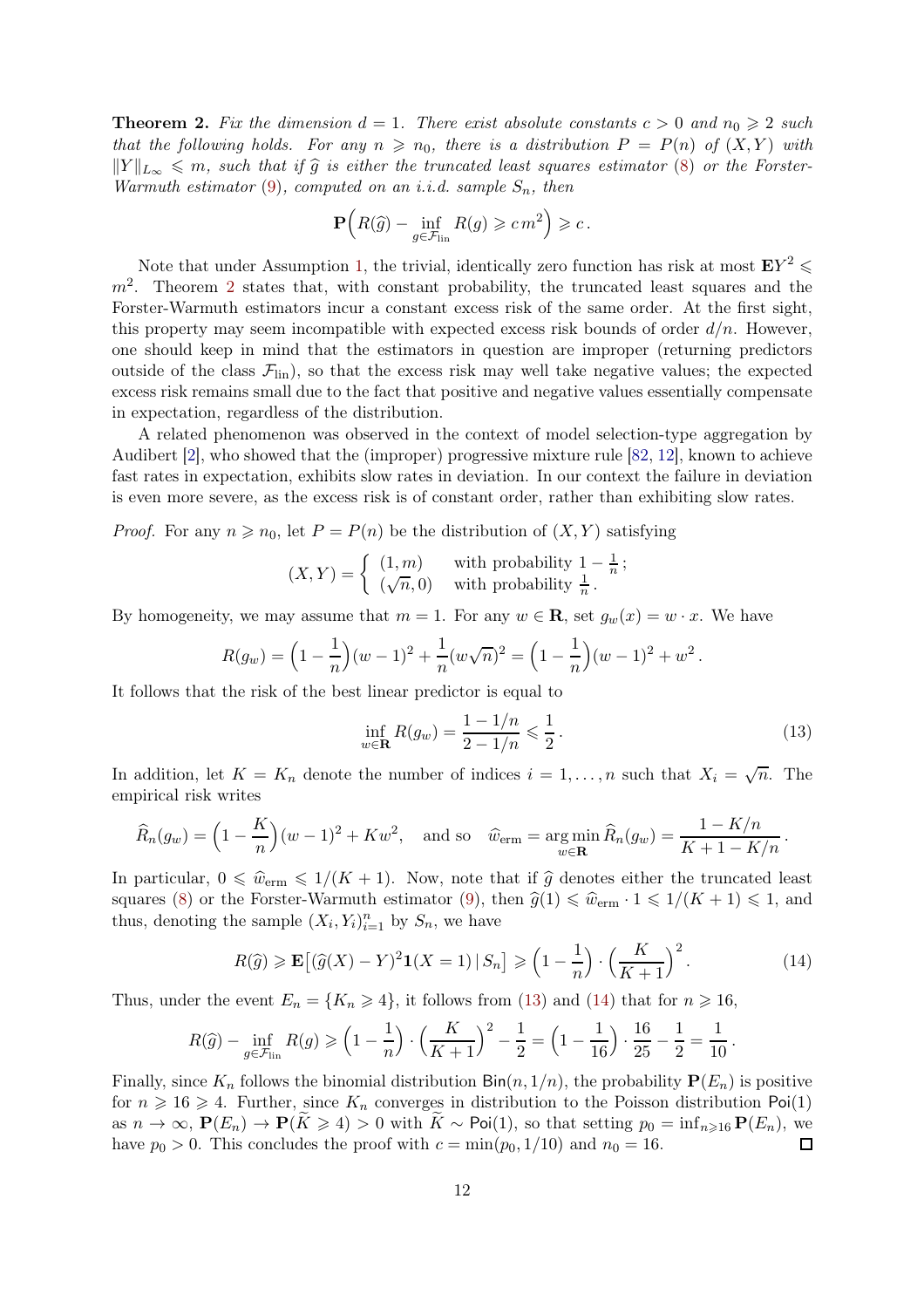**Theorem 2.** *Fix the dimension $d = 1$. There exist absolute constants $c > 0$ and $n_0 \geqslant 2$ such that the following holds. For any $n \geqslant n_0$, there is a distribution $P = P(n)$ of $(X, Y)$ with $\|Y\|_{L_\infty} \leqslant m$, such that if $\widehat{g}$ is either the truncated least squares estimator (8) or the Forster-Warmuth estimator (9), computed on an i.i.d. sample $S_n$, then*

$$\mathbf{P}\Big(R(\widehat{g}) - \inf_{g \in \mathcal{F}_{\text{lin}}} R(g) \geqslant c\, m^2\Big) \geqslant c\,.$$

Note that under Assumption 1, the trivial, identically zero function has risk at most $\mathbf{E}Y^2 \leqslant m^2$. Theorem 2 states that, with constant probability, the truncated least squares and the Forster-Warmuth estimators incur a constant excess risk of the same order. At the first sight, this property may seem incompatible with expected excess risk bounds of order $d/n$. However, one should keep in mind that the estimators in question are improper (returning predictors outside of the class $\mathcal{F}_{\text{lin}}$), so that the excess risk may well take negative values; the expected excess risk remains small due to the fact that positive and negative values essentially compensate in expectation, regardless of the distribution.

A related phenomenon was observed in the context of model selection-type aggregation by Audibert [2], who showed that the (improper) progressive mixture rule [82, 12], known to achieve fast rates in expectation, exhibits slow rates in deviation. In our context the failure in deviation is even more severe, as the excess risk is of constant order, rather than exhibiting slow rates.

*Proof.* For any $n \geqslant n_0$, let $P = P(n)$ be the distribution of $(X, Y)$ satisfying

$$(X, Y) = \begin{cases} (1, m) & \text{with probability } 1 - \frac{1}{n}\,; \\ (\sqrt{n}, 0) & \text{with probability } \frac{1}{n}\,. \end{cases}$$

By homogeneity, we may assume that $m = 1$. For any $w \in \mathbf{R}$, set $g_w(x) = w \cdot x$. We have

$$R(g_w) = \Big(1 - \frac{1}{n}\Big)(w - 1)^2 + \frac{1}{n}(w\sqrt{n})^2 = \Big(1 - \frac{1}{n}\Big)(w - 1)^2 + w^2\,.$$

It follows that the risk of the best linear predictor is equal to

$$\inf_{w \in \mathbf{R}} R(g_w) = \frac{1 - 1/n}{2 - 1/n} \leqslant \frac{1}{2}\,. \tag{13}$$

In addition, let $K = K_n$ denote the number of indices $i = 1, \dots, n$ such that $X_i = \sqrt{n}$. The empirical risk writes

$$\widehat{R}_n(g_w) = \Big(1 - \frac{K}{n}\Big)(w - 1)^2 + K w^2, \quad \text{and so} \quad \widehat{w}_{\text{erm}} = \operatorname*{arg\,min}_{w \in \mathbf{R}} \widehat{R}_n(g_w) = \frac{1 - K/n}{K + 1 - K/n}\,.$$

In particular, $0 \leqslant \widehat{w}_{\text{erm}} \leqslant 1/(K+1)$. Now, note that if $\widehat{g}$ denotes either the truncated least squares (8) or the Forster-Warmuth estimator (9), then $\widehat{g}(1) \leqslant \widehat{w}_{\text{erm}} \cdot 1 \leqslant 1/(K+1) \leqslant 1$, and thus, denoting the sample $(X_i, Y_i)_{i=1}^n$ by $S_n$, we have

$$R(\widehat{g}) \geqslant \mathbf{E}\big[(\widehat{g}(X) - Y)^2 \mathbf{1}(X = 1) \,|\, S_n\big] \geqslant \Big(1 - \frac{1}{n}\Big) \cdot \Big(\frac{K}{K+1}\Big)^2\,. \tag{14}$$

Thus, under the event $E_n = \{K_n \geqslant 4\}$, it follows from (13) and (14) that for $n \geqslant 16$,

$$R(\widehat{g}) - \inf_{g \in \mathcal{F}_{\text{lin}}} R(g) \geqslant \Big(1 - \frac{1}{n}\Big) \cdot \Big(\frac{K}{K+1}\Big)^2 - \frac{1}{2} = \Big(1 - \frac{1}{16}\Big) \cdot \frac{16}{25} - \frac{1}{2} = \frac{1}{10}\,.$$

Finally, since $K_n$ follows the binomial distribution $\mathsf{Bin}(n, 1/n)$, the probability $\mathbf{P}(E_n)$ is positive for $n \geqslant 16 \geqslant 4$. Further, since $K_n$ converges in distribution to the Poisson distribution $\mathsf{Poi}(1)$ as $n \to \infty$, $\mathbf{P}(E_n) \to \mathbf{P}(\widetilde{K} \geqslant 4) > 0$ with $\widetilde{K} \sim \mathsf{Poi}(1)$, so that setting $p_0 = \inf_{n \geqslant 16} \mathbf{P}(E_n)$, we have $p_0 > 0$. This concludes the proof with $c = \min(p_0, 1/10)$ and $n_0 = 16$. $\square$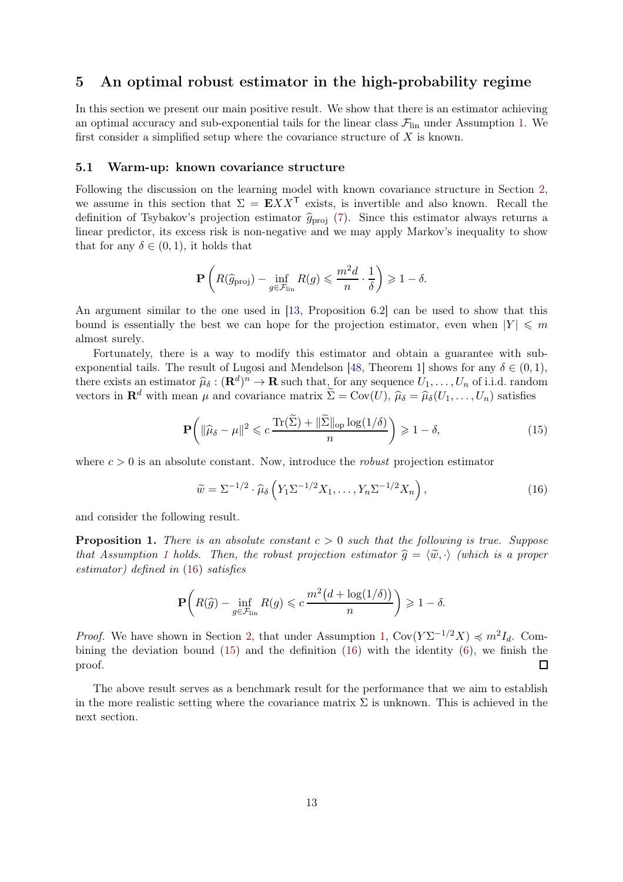# 5 An optimal robust estimator in the high-probability regime

In this section we present our main positive result. We show that there is an estimator achieving an optimal accuracy and sub-exponential tails for the linear class $\mathcal{F}_{\text{lin}}$ under Assumption 1. We first consider a simplified setup where the covariance structure of $X$ is known.

## 5.1 Warm-up: known covariance structure

Following the discussion on the learning model with known covariance structure in Section 2, we assume in this section that $\Sigma = \mathbf{E}XX^{\mathsf{T}}$ exists, is invertible and also known. Recall the definition of Tsybakov's projection estimator $\widehat{g}_{\text{proj}}$ (7). Since this estimator always returns a linear predictor, its excess risk is non-negative and we may apply Markov's inequality to show that for any $\delta \in (0, 1)$, it holds that

$$\mathbf{P}\left(R(\widehat{g}_{\text{proj}}) - \inf_{g \in \mathcal{F}_{\text{lin}}} R(g) \leqslant \frac{m^2 d}{n} \cdot \frac{1}{\delta}\right) \geqslant 1 - \delta.$$

An argument similar to the one used in [13, Proposition 6.2] can be used to show that this bound is essentially the best we can hope for the projection estimator, even when $|Y| \leqslant m$ almost surely.

Fortunately, there is a way to modify this estimator and obtain a guarantee with sub-exponential tails. The result of Lugosi and Mendelson [48, Theorem 1] shows for any $\delta \in (0, 1)$, there exists an estimator $\widehat{\mu}_\delta : (\mathbf{R}^d)^n \to \mathbf{R}$ such that, for any sequence $U_1, \ldots, U_n$ of i.i.d. random vectors in $\mathbf{R}^d$ with mean $\mu$ and covariance matrix $\widetilde{\Sigma} = \text{Cov}(U)$, $\widehat{\mu}_\delta = \widehat{\mu}_\delta(U_1, \ldots, U_n)$ satisfies

$$\mathbf{P}\left(\|\widehat{\mu}_\delta - \mu\|^2 \leqslant c\,\frac{\text{Tr}(\widetilde{\Sigma}) + \|\widetilde{\Sigma}\|_{\text{op}} \log(1/\delta)}{n}\right) \geqslant 1 - \delta, \tag{15}$$

where $c > 0$ is an absolute constant. Now, introduce the *robust* projection estimator

$$\widetilde{w} = \Sigma^{-1/2} \cdot \widehat{\mu}_\delta\left(Y_1 \Sigma^{-1/2} X_1, \ldots, Y_n \Sigma^{-1/2} X_n\right), \tag{16}$$

and consider the following result.

**Proposition 1.** *There is an absolute constant $c > 0$ such that the following is true. Suppose that Assumption 1 holds. Then, the robust projection estimator $\widehat{g} = \langle \widetilde{w}, \cdot \rangle$ (which is a proper estimator) defined in (16) satisfies*

$$\mathbf{P}\left(R(\widehat{g}) - \inf_{g \in \mathcal{F}_{\text{lin}}} R(g) \leqslant c\,\frac{m^2\big(d + \log(1/\delta)\big)}{n}\right) \geqslant 1 - \delta.$$

*Proof.* We have shown in Section 2, that under Assumption 1, $\text{Cov}(Y\Sigma^{-1/2}X) \preccurlyeq m^2 I_d$. Combining the deviation bound (15) and the definition (16) with the identity (6), we finish the proof. $\square$

The above result serves as a benchmark result for the performance that we aim to establish in the more realistic setting where the covariance matrix $\Sigma$ is unknown. This is achieved in the next section.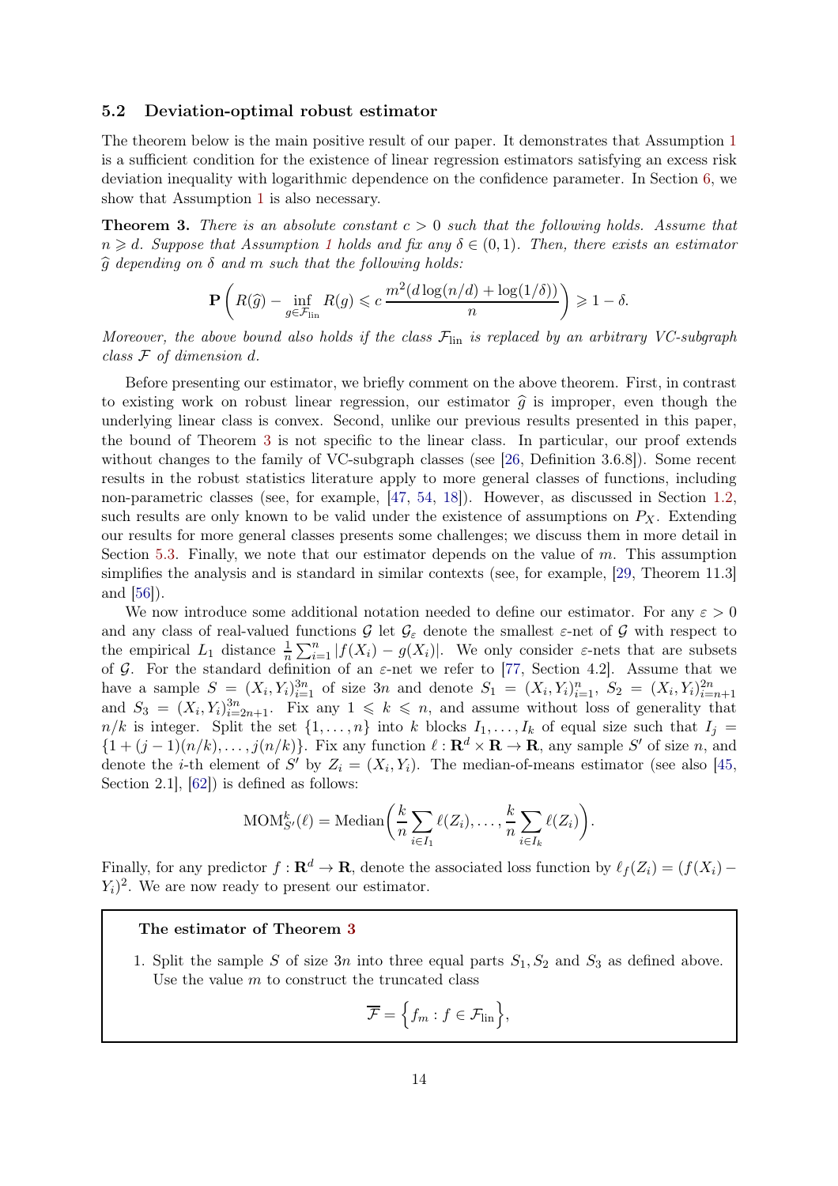### 5.2 Deviation-optimal robust estimator

The theorem below is the main positive result of our paper. It demonstrates that Assumption 1 is a sufficient condition for the existence of linear regression estimators satisfying an excess risk deviation inequality with logarithmic dependence on the confidence parameter. In Section 6, we show that Assumption 1 is also necessary.

**Theorem 3.** *There is an absolute constant $c > 0$ such that the following holds. Assume that $n \geqslant d$. Suppose that Assumption 1 holds and fix any $\delta \in (0,1)$. Then, there exists an estimator $\widehat{g}$ depending on $\delta$ and $m$ such that the following holds:*

$$\mathbf{P}\left( R(\widehat{g}) - \inf_{g \in \mathcal{F}_{\mathrm{lin}}} R(g) \leqslant c\, \frac{m^2(d \log(n/d) + \log(1/\delta))}{n} \right) \geqslant 1 - \delta.$$

*Moreover, the above bound also holds if the class $\mathcal{F}_{\mathrm{lin}}$ is replaced by an arbitrary VC-subgraph class $\mathcal{F}$ of dimension $d$.*

Before presenting our estimator, we briefly comment on the above theorem. First, in contrast to existing work on robust linear regression, our estimator $\widehat{g}$ is improper, even though the underlying linear class is convex. Second, unlike our previous results presented in this paper, the bound of Theorem 3 is not specific to the linear class. In particular, our proof extends without changes to the family of VC-subgraph classes (see [26, Definition 3.6.8]). Some recent results in the robust statistics literature apply to more general classes of functions, including non-parametric classes (see, for example, [47, 54, 18]). However, as discussed in Section 1.2, such results are only known to be valid under the existence of assumptions on $P_X$. Extending our results for more general classes presents some challenges; we discuss them in more detail in Section 5.3. Finally, we note that our estimator depends on the value of $m$. This assumption simplifies the analysis and is standard in similar contexts (see, for example, [29, Theorem 11.3] and [56]).

We now introduce some additional notation needed to define our estimator. For any $\varepsilon > 0$ and any class of real-valued functions $\mathcal{G}$ let $\mathcal{G}_\varepsilon$ denote the smallest $\varepsilon$-net of $\mathcal{G}$ with respect to the empirical $L_1$ distance $\frac{1}{n}\sum_{i=1}^n |f(X_i) - g(X_i)|$. We only consider $\varepsilon$-nets that are subsets of $\mathcal{G}$. For the standard definition of an $\varepsilon$-net we refer to [77, Section 4.2]. Assume that we have a sample $S = (X_i, Y_i)_{i=1}^{3n}$ of size $3n$ and denote $S_1 = (X_i, Y_i)_{i=1}^{n}$, $S_2 = (X_i, Y_i)_{i=n+1}^{2n}$ and $S_3 = (X_i, Y_i)_{i=2n+1}^{3n}$. Fix any $1 \leqslant k \leqslant n$, and assume without loss of generality that $n/k$ is integer. Split the set $\{1, \ldots, n\}$ into $k$ blocks $I_1, \ldots, I_k$ of equal size such that $I_j = \{1 + (j-1)(n/k), \ldots, j(n/k)\}$. Fix any function $\ell : \mathbf{R}^d \times \mathbf{R} \to \mathbf{R}$, any sample $S'$ of size $n$, and denote the $i$-th element of $S'$ by $Z_i = (X_i, Y_i)$. The median-of-means estimator (see also [45, Section 2.1], [62]) is defined as follows:

$$\mathrm{MOM}_{S'}^k(\ell) = \mathrm{Median}\left( \frac{k}{n}\sum_{i \in I_1} \ell(Z_i), \ldots, \frac{k}{n}\sum_{i \in I_k} \ell(Z_i) \right).$$

Finally, for any predictor $f : \mathbf{R}^d \to \mathbf{R}$, denote the associated loss function by $\ell_f(Z_i) = (f(X_i) - Y_i)^2$. We are now ready to present our estimator.

**The estimator of Theorem 3**

1. Split the sample $S$ of size $3n$ into three equal parts $S_1, S_2$ and $S_3$ as defined above. Use the value $m$ to construct the truncated class

$$\overline{\mathcal{F}} = \left\{ f_m : f \in \mathcal{F}_{\mathrm{lin}} \right\},$$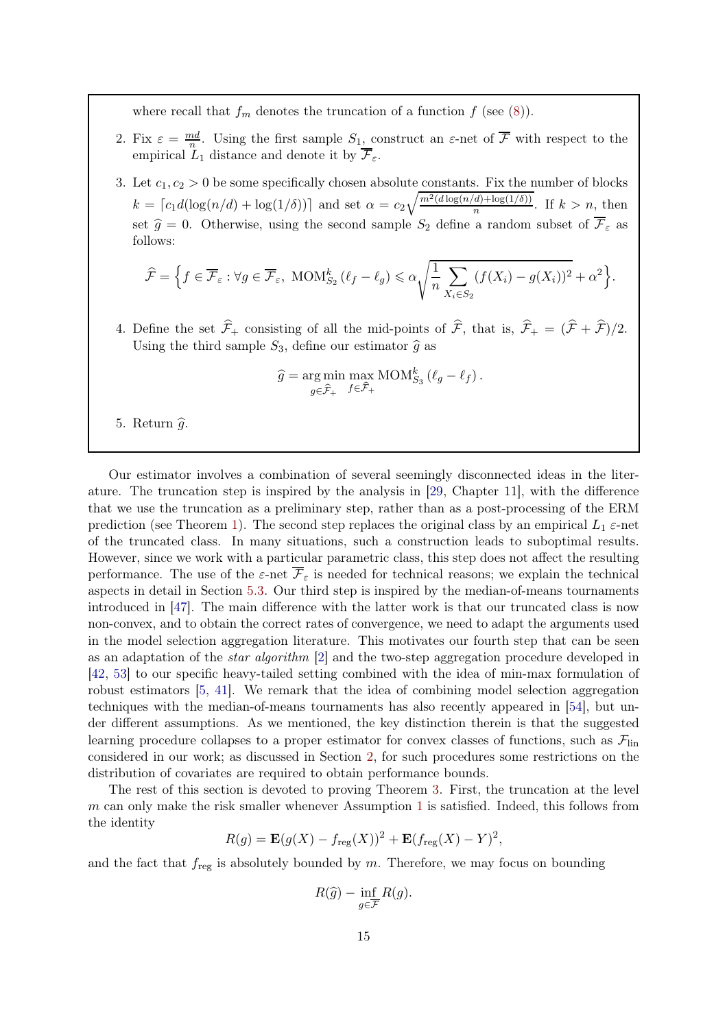where recall that $f_m$ denotes the truncation of a function $f$ (see (8)).

2. Fix $\varepsilon = \frac{md}{n}$. Using the first sample $S_1$, construct an $\varepsilon$-net of $\overline{\mathcal{F}}$ with respect to the empirical $L_1$ distance and denote it by $\overline{\mathcal{F}}_\varepsilon$.

3. Let $c_1, c_2 > 0$ be some specifically chosen absolute constants. Fix the number of blocks $k = \lceil c_1 d(\log(n/d) + \log(1/\delta)) \rceil$ and set $\alpha = c_2\sqrt{\frac{m^2(d\log(n/d)+\log(1/\delta))}{n}}$. If $k > n$, then set $\widehat{g} = 0$. Otherwise, using the second sample $S_2$ define a random subset of $\overline{\mathcal{F}}_\varepsilon$ as follows:

$$\widehat{\mathcal{F}} = \Big\{ f \in \overline{\mathcal{F}}_\varepsilon : \forall g \in \overline{\mathcal{F}}_\varepsilon,\ \mathrm{MOM}^k_{S_2}\left(\ell_f - \ell_g\right) \leqslant \alpha\sqrt{\frac{1}{n}\sum_{X_i \in S_2}(f(X_i) - g(X_i))^2} + \alpha^2 \Big\}.$$

4. Define the set $\widehat{\mathcal{F}}_+$ consisting of all the mid-points of $\widehat{\mathcal{F}}$, that is, $\widehat{\mathcal{F}}_+ = (\widehat{\mathcal{F}} + \widehat{\mathcal{F}})/2$. Using the third sample $S_3$, define our estimator $\widehat{g}$ as

$$\widehat{g} = \operatorname*{arg\,min}_{g \in \widehat{\mathcal{F}}_+} \max_{f \in \widehat{\mathcal{F}}_+} \mathrm{MOM}^k_{S_3}\left(\ell_g - \ell_f\right).$$

5. Return $\widehat{g}$.

Our estimator involves a combination of several seemingly disconnected ideas in the literature. The truncation step is inspired by the analysis in [29, Chapter 11], with the difference that we use the truncation as a preliminary step, rather than as a post-processing of the ERM prediction (see Theorem 1). The second step replaces the original class by an empirical $L_1$ $\varepsilon$-net of the truncated class. In many situations, such a construction leads to suboptimal results. However, since we work with a particular parametric class, this step does not affect the resulting performance. The use of the $\varepsilon$-net $\overline{\mathcal{F}}_\varepsilon$ is needed for technical reasons; we explain the technical aspects in detail in Section 5.3. Our third step is inspired by the median-of-means tournaments introduced in [47]. The main difference with the latter work is that our truncated class is now non-convex, and to obtain the correct rates of convergence, we need to adapt the arguments used in the model selection aggregation literature. This motivates our fourth step that can be seen as an adaptation of the *star algorithm* [2] and the two-step aggregation procedure developed in [42, 53] to our specific heavy-tailed setting combined with the idea of min-max formulation of robust estimators [5, 41]. We remark that the idea of combining model selection aggregation techniques with the median-of-means tournaments has also recently appeared in [54], but under different assumptions. As we mentioned, the key distinction therein is that the suggested learning procedure collapses to a proper estimator for convex classes of functions, such as $\mathcal{F}_{\mathrm{lin}}$ considered in our work; as discussed in Section 2, for such procedures some restrictions on the distribution of covariates are required to obtain performance bounds.

The rest of this section is devoted to proving Theorem 3. First, the truncation at the level $m$ can only make the risk smaller whenever Assumption 1 is satisfied. Indeed, this follows from the identity

$$R(g) = \mathbf{E}(g(X) - f_{\mathrm{reg}}(X))^2 + \mathbf{E}(f_{\mathrm{reg}}(X) - Y)^2,$$

and the fact that $f_{\mathrm{reg}}$ is absolutely bounded by $m$. Therefore, we may focus on bounding

$$R(\widehat{g}) - \inf_{g \in \overline{\mathcal{F}}} R(g).$$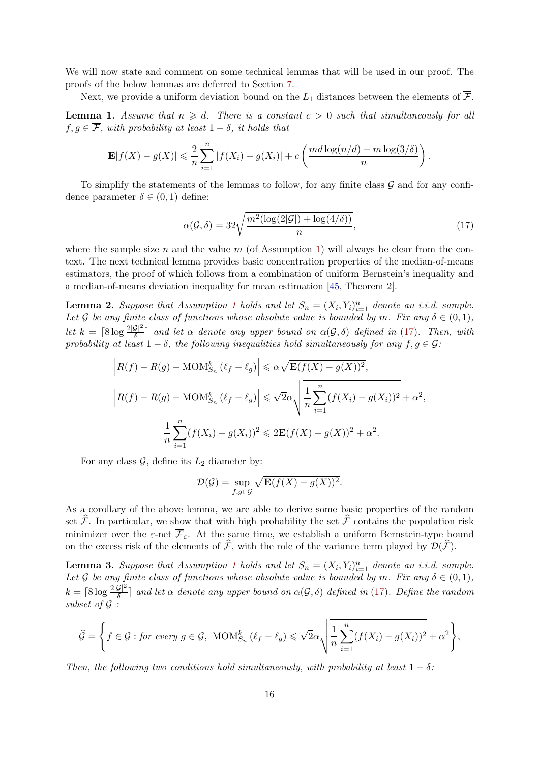We will now state and comment on some technical lemmas that will be used in our proof. The proofs of the below lemmas are deferred to Section 7.

Next, we provide a uniform deviation bound on the $L_1$ distances between the elements of $\overline{\mathcal{F}}$.

**Lemma 1.** *Assume that $n \geqslant d$. There is a constant $c > 0$ such that simultaneously for all $f, g \in \overline{\mathcal{F}}$, with probability at least $1-\delta$, it holds that*

$$
\mathbf{E}|f(X) - g(X)| \leqslant \frac{2}{n}\sum_{i=1}^{n}|f(X_i) - g(X_i)| + c\left(\frac{md\log(n/d) + m\log(3/\delta)}{n}\right).
$$

To simplify the statements of the lemmas to follow, for any finite class $\mathcal{G}$ and for any confidence parameter $\delta \in (0,1)$ define:

$$
\alpha(\mathcal{G}, \delta) = 32\sqrt{\frac{m^2(\log(2|\mathcal{G}|) + \log(4/\delta))}{n}}, \tag{17}
$$

where the sample size $n$ and the value $m$ (of Assumption 1) will always be clear from the context. The next technical lemma provides basic concentration properties of the median-of-means estimators, the proof of which follows from a combination of uniform Bernstein's inequality and a median-of-means deviation inequality for mean estimation [45, Theorem 2].

**Lemma 2.** *Suppose that Assumption 1 holds and let $S_n = (X_i, Y_i)_{i=1}^n$ denote an i.i.d. sample. Let $\mathcal{G}$ be any finite class of functions whose absolute value is bounded by $m$. Fix any $\delta \in (0,1)$, let $k = \lceil 8\log\frac{2|\mathcal{G}|^2}{\delta}\rceil$ and let $\alpha$ denote any upper bound on $\alpha(\mathcal{G},\delta)$ defined in (17). Then, with probability at least $1-\delta$, the following inequalities hold simultaneously for any $f, g \in \mathcal{G}$:*

$$
\left|R(f) - R(g) - \mathrm{MOM}_{S_n}^{k}(\ell_f - \ell_g)\right| \leqslant \alpha\sqrt{\mathbf{E}(f(X) - g(X))^2},
$$

$$
\left|R(f) - R(g) - \mathrm{MOM}_{S_n}^{k}(\ell_f - \ell_g)\right| \leqslant \sqrt{2}\alpha\sqrt{\frac{1}{n}\sum_{i=1}^{n}(f(X_i) - g(X_i))^2 + \alpha^2},
$$

$$
\frac{1}{n}\sum_{i=1}^{n}(f(X_i) - g(X_i))^2 \leqslant 2\mathbf{E}(f(X) - g(X))^2 + \alpha^2.
$$

For any class $\mathcal{G}$, define its $L_2$ diameter by:

$$
\mathcal{D}(\mathcal{G}) = \sup_{f,g\in\mathcal{G}}\sqrt{\mathbf{E}(f(X) - g(X))^2}.
$$

As a corollary of the above lemma, we are able to derive some basic properties of the random set $\widehat{\mathcal{F}}$. In particular, we show that with high probability the set $\widehat{\mathcal{F}}$ contains the population risk minimizer over the $\varepsilon$-net $\overline{\mathcal{F}}_{\varepsilon}$. At the same time, we establish a uniform Bernstein-type bound on the excess risk of the elements of $\widehat{\mathcal{F}}$, with the role of the variance term played by $\mathcal{D}(\widehat{\mathcal{F}})$.

**Lemma 3.** *Suppose that Assumption 1 holds and let $S_n = (X_i, Y_i)_{i=1}^n$ denote an i.i.d. sample. Let $\mathcal{G}$ be any finite class of functions whose absolute value is bounded by $m$. Fix any $\delta \in (0,1)$, $k = \lceil 8\log\frac{2|\mathcal{G}|^2}{\delta}\rceil$ and let $\alpha$ denote any upper bound on $\alpha(\mathcal{G},\delta)$ defined in (17). Define the random subset of $\mathcal{G}$ :*

$$
\widehat{\mathcal{G}} = \left\{f \in \mathcal{G} : \text{for every } g \in \mathcal{G},\ \mathrm{MOM}_{S_n}^{k}(\ell_f - \ell_g) \leqslant \sqrt{2}\alpha\sqrt{\frac{1}{n}\sum_{i=1}^{n}(f(X_i) - g(X_i))^2 + \alpha^2}\right\},
$$

*Then, the following two conditions hold simultaneously, with probability at least $1-\delta$:*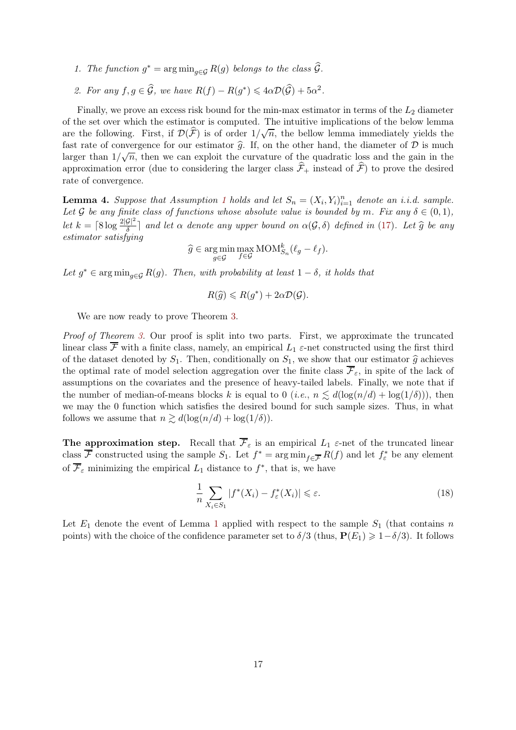1. *The function $g^* = \arg\min_{g \in \mathcal{G}} R(g)$ belongs to the class $\widehat{\mathcal{G}}$.*
2. *For any $f, g \in \widehat{\mathcal{G}}$, we have $R(f) - R(g^*) \leqslant 4\alpha \mathcal{D}(\widehat{\mathcal{G}}) + 5\alpha^2$.*

Finally, we prove an excess risk bound for the min-max estimator in terms of the $L_2$ diameter of the set over which the estimator is computed. The intuitive implications of the below lemma are the following. First, if $\mathcal{D}(\widehat{\mathcal{F}})$ is of order $1/\sqrt{n}$, the bellow lemma immediately yields the fast rate of convergence for our estimator $\widehat{g}$. If, on the other hand, the diameter of $\mathcal{D}$ is much larger than $1/\sqrt{n}$, then we can exploit the curvature of the quadratic loss and the gain in the approximation error (due to considering the larger class $\widehat{\mathcal{F}}_+$ instead of $\widehat{\mathcal{F}}$) to prove the desired rate of convergence.

**Lemma 4.** *Suppose that Assumption 1 holds and let $S_n = (X_i, Y_i)_{i=1}^n$ denote an i.i.d. sample. Let $\mathcal{G}$ be any finite class of functions whose absolute value is bounded by $m$. Fix any $\delta \in (0, 1)$, let $k = \lceil 8 \log \frac{2|\mathcal{G}|^2}{\delta} \rceil$ and let $\alpha$ denote any upper bound on $\alpha(\mathcal{G}, \delta)$ defined in (17). Let $\widehat{g}$ be any estimator satisfying*

$$\widehat{g} \in \arg\min_{g \in \mathcal{G}} \max_{f \in \mathcal{G}} \mathrm{MOM}^k_{S_n}(\ell_g - \ell_f).$$

*Let $g^* \in \arg\min_{g \in \mathcal{G}} R(g)$. Then, with probability at least $1 - \delta$, it holds that*

$$R(\widehat{g}) \leqslant R(g^*) + 2\alpha \mathcal{D}(\mathcal{G}).$$

We are now ready to prove Theorem 3.

*Proof of Theorem 3.* Our proof is split into two parts. First, we approximate the truncated linear class $\overline{\mathcal{F}}$ with a finite class, namely, an empirical $L_1$ $\varepsilon$-net constructed using the first third of the dataset denoted by $S_1$. Then, conditionally on $S_1$, we show that our estimator $\widehat{g}$ achieves the optimal rate of model selection aggregation over the finite class $\overline{\mathcal{F}}_\varepsilon$, in spite of the lack of assumptions on the covariates and the presence of heavy-tailed labels. Finally, we note that if the number of median-of-means blocks $k$ is equal to 0 (*i.e.*, $n \lesssim d(\log(n/d) + \log(1/\delta))$), then we may the 0 function which satisfies the desired bound for such sample sizes. Thus, in what follows we assume that $n \gtrsim d(\log(n/d) + \log(1/\delta))$.

**The approximation step.** Recall that $\overline{\mathcal{F}}_\varepsilon$ is an empirical $L_1$ $\varepsilon$-net of the truncated linear class $\overline{\mathcal{F}}$ constructed using the sample $S_1$. Let $f^* = \arg\min_{f \in \overline{\mathcal{F}}} R(f)$ and let $f^*_\varepsilon$ be any element of $\overline{\mathcal{F}}_\varepsilon$ minimizing the empirical $L_1$ distance to $f^*$, that is, we have

$$\frac{1}{n} \sum_{X_i \in S_1} |f^*(X_i) - f^*_\varepsilon(X_i)| \leqslant \varepsilon. \tag{18}$$

Let $E_1$ denote the event of Lemma 1 applied with respect to the sample $S_1$ (that contains $n$ points) with the choice of the confidence parameter set to $\delta/3$ (thus, $\mathbf{P}(E_1) \geqslant 1 - \delta/3$). It follows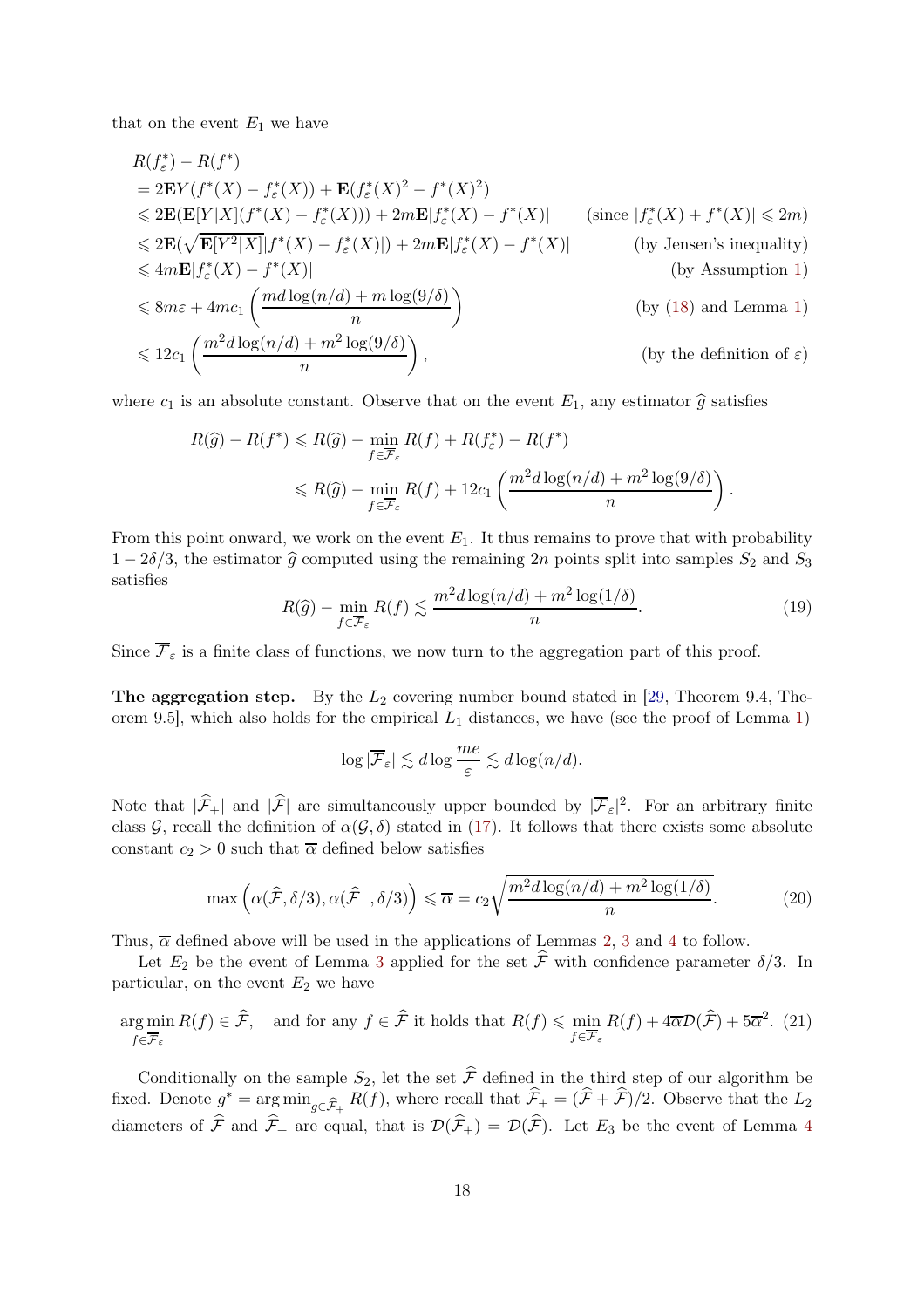that on the event $E_1$ we have

$$
\begin{aligned}
&R(f_\varepsilon^*) - R(f^*) \\
&= 2\mathbf{E}Y(f^*(X) - f_\varepsilon^*(X)) + \mathbf{E}(f_\varepsilon^*(X)^2 - f^*(X)^2) \\
&\leqslant 2\mathbf{E}(\mathbf{E}[Y|X](f^*(X) - f_\varepsilon^*(X))) + 2m\mathbf{E}|f_\varepsilon^*(X) - f^*(X)| \qquad (\text{since } |f_\varepsilon^*(X) + f^*(X)| \leqslant 2m) \\
&\leqslant 2\mathbf{E}(\sqrt{\mathbf{E}[Y^2|X]}|f^*(X) - f_\varepsilon^*(X)|) + 2m\mathbf{E}|f_\varepsilon^*(X) - f^*(X)| \qquad (\text{by Jensen's inequality}) \\
&\leqslant 4m\mathbf{E}|f_\varepsilon^*(X) - f^*(X)| \qquad (\text{by Assumption 1}) \\
&\leqslant 8m\varepsilon + 4mc_1\left(\frac{md\log(n/d) + m\log(9/\delta)}{n}\right) \qquad (\text{by (18) and Lemma 1}) \\
&\leqslant 12c_1\left(\frac{m^2 d\log(n/d) + m^2\log(9/\delta)}{n}\right), \qquad (\text{by the definition of } \varepsilon)
\end{aligned}
$$

where $c_1$ is an absolute constant. Observe that on the event $E_1$, any estimator $\widehat{g}$ satisfies

$$
\begin{aligned}
R(\widehat{g}) - R(f^*) &\leqslant R(\widehat{g}) - \min_{f\in\overline{\mathcal{F}}_\varepsilon} R(f) + R(f_\varepsilon^*) - R(f^*) \\
&\leqslant R(\widehat{g}) - \min_{f\in\overline{\mathcal{F}}_\varepsilon} R(f) + 12c_1\left(\frac{m^2 d\log(n/d) + m^2\log(9/\delta)}{n}\right).
\end{aligned}
$$

From this point onward, we work on the event $E_1$. It thus remains to prove that with probability $1 - 2\delta/3$, the estimator $\widehat{g}$ computed using the remaining $2n$ points split into samples $S_2$ and $S_3$ satisfies

$$
R(\widehat{g}) - \min_{f\in\overline{\mathcal{F}}_\varepsilon} R(f) \lesssim \frac{m^2 d\log(n/d) + m^2\log(1/\delta)}{n}. \tag{19}
$$

Since $\overline{\mathcal{F}}_\varepsilon$ is a finite class of functions, we now turn to the aggregation part of this proof.

**The aggregation step.** By the $L_2$ covering number bound stated in [29, Theorem 9.4, Theorem 9.5], which also holds for the empirical $L_1$ distances, we have (see the proof of Lemma 1)

$$
\log|\overline{\mathcal{F}}_\varepsilon| \lesssim d\log\frac{me}{\varepsilon} \lesssim d\log(n/d).
$$

Note that $|\widehat{\mathcal{F}}_+|$ and $|\widehat{\mathcal{F}}|$ are simultaneously upper bounded by $|\overline{\mathcal{F}}_\varepsilon|^2$. For an arbitrary finite class $\mathcal{G}$, recall the definition of $\alpha(\mathcal{G},\delta)$ stated in (17). It follows that there exists some absolute constant $c_2 > 0$ such that $\overline{\alpha}$ defined below satisfies

$$
\max\left(\alpha(\widehat{\mathcal{F}},\delta/3), \alpha(\widehat{\mathcal{F}}_+,\delta/3)\right) \leqslant \overline{\alpha} = c_2\sqrt{\frac{m^2 d\log(n/d) + m^2\log(1/\delta)}{n}}. \tag{20}
$$

Thus, $\overline{\alpha}$ defined above will be used in the applications of Lemmas 2, 3 and 4 to follow.

Let $E_2$ be the event of Lemma 3 applied for the set $\widehat{\mathcal{F}}$ with confidence parameter $\delta/3$. In particular, on the event $E_2$ we have

$$
\arg\min_{f\in\overline{\mathcal{F}}_\varepsilon} R(f) \in \widehat{\mathcal{F}}, \quad \text{and for any } f\in\widehat{\mathcal{F}} \text{ it holds that } R(f) \leqslant \min_{f\in\overline{\mathcal{F}}_\varepsilon} R(f) + 4\overline{\alpha}\mathcal{D}(\widehat{\mathcal{F}}) + 5\overline{\alpha}^2. \tag{21}
$$

Conditionally on the sample $S_2$, let the set $\widehat{\mathcal{F}}$ defined in the third step of our algorithm be fixed. Denote $g^* = \arg\min_{g\in\widehat{\mathcal{F}}_+} R(f)$, where recall that $\widehat{\mathcal{F}}_+ = (\widehat{\mathcal{F}} + \widehat{\mathcal{F}})/2$. Observe that the $L_2$ diameters of $\widehat{\mathcal{F}}$ and $\widehat{\mathcal{F}}_+$ are equal, that is $\mathcal{D}(\widehat{\mathcal{F}}_+) = \mathcal{D}(\widehat{\mathcal{F}})$. Let $E_3$ be the event of Lemma 4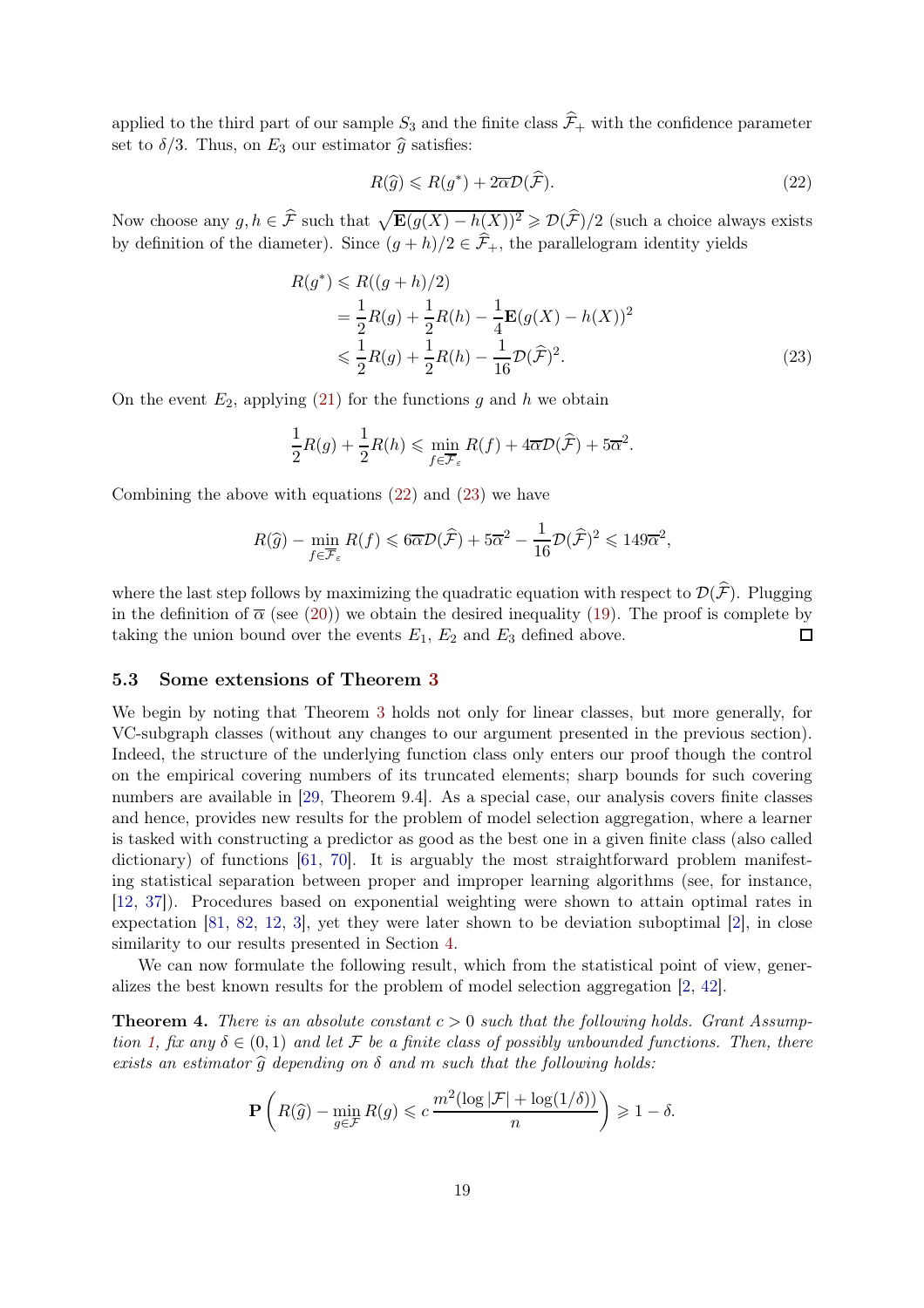applied to the third part of our sample $S_3$ and the finite class $\widehat{\mathcal{F}}_+$ with the confidence parameter set to $\delta/3$. Thus, on $E_3$ our estimator $\widehat{g}$ satisfies:

$$R(\widehat{g}) \leqslant R(g^*) + 2\overline{\alpha}\mathcal{D}(\widehat{\mathcal{F}}). \tag{22}$$

Now choose any $g, h \in \widehat{\mathcal{F}}$ such that $\sqrt{\mathbf{E}(g(X) - h(X))^2} \geqslant \mathcal{D}(\widehat{\mathcal{F}})/2$ (such a choice always exists by definition of the diameter). Since $(g+h)/2 \in \widehat{\mathcal{F}}_+$, the parallelogram identity yields

$$\begin{aligned} R(g^*) &\leqslant R((g+h)/2) \\ &= \frac{1}{2}R(g) + \frac{1}{2}R(h) - \frac{1}{4}\mathbf{E}(g(X) - h(X))^2 \\ &\leqslant \frac{1}{2}R(g) + \frac{1}{2}R(h) - \frac{1}{16}\mathcal{D}(\widehat{\mathcal{F}})^2. \end{aligned} \tag{23}$$

On the event $E_2$, applying (21) for the functions $g$ and $h$ we obtain

$$\frac{1}{2}R(g) + \frac{1}{2}R(h) \leqslant \min_{f \in \overline{\mathcal{F}}_\varepsilon} R(f) + 4\overline{\alpha}\mathcal{D}(\widehat{\mathcal{F}}) + 5\overline{\alpha}^2.$$

Combining the above with equations (22) and (23) we have

$$R(\widehat{g}) - \min_{f \in \overline{\mathcal{F}}_\varepsilon} R(f) \leqslant 6\overline{\alpha}\mathcal{D}(\widehat{\mathcal{F}}) + 5\overline{\alpha}^2 - \frac{1}{16}\mathcal{D}(\widehat{\mathcal{F}})^2 \leqslant 149\overline{\alpha}^2,$$

where the last step follows by maximizing the quadratic equation with respect to $\mathcal{D}(\widehat{\mathcal{F}})$. Plugging in the definition of $\overline{\alpha}$ (see (20)) we obtain the desired inequality (19). The proof is complete by taking the union bound over the events $E_1$, $E_2$ and $E_3$ defined above. $\square$

### 5.3 Some extensions of Theorem 3

We begin by noting that Theorem 3 holds not only for linear classes, but more generally, for VC-subgraph classes (without any changes to our argument presented in the previous section). Indeed, the structure of the underlying function class only enters our proof though the control on the empirical covering numbers of its truncated elements; sharp bounds for such covering numbers are available in [29, Theorem 9.4]. As a special case, our analysis covers finite classes and hence, provides new results for the problem of model selection aggregation, where a learner is tasked with constructing a predictor as good as the best one in a given finite class (also called dictionary) of functions [61, 70]. It is arguably the most straightforward problem manifesting statistical separation between proper and improper learning algorithms (see, for instance, [12, 37]). Procedures based on exponential weighting were shown to attain optimal rates in expectation [81, 82, 12, 3], yet they were later shown to be deviation suboptimal [2], in close similarity to our results presented in Section 4.

We can now formulate the following result, which from the statistical point of view, generalizes the best known results for the problem of model selection aggregation [2, 42].

**Theorem 4.** *There is an absolute constant $c > 0$ such that the following holds. Grant Assumption 1, fix any $\delta \in (0, 1)$ and let $\mathcal{F}$ be a finite class of possibly unbounded functions. Then, there exists an estimator $\widehat{g}$ depending on $\delta$ and $m$ such that the following holds:*

$$\mathbf{P}\left(R(\widehat{g}) - \min_{g \in \mathcal{F}} R(g) \leqslant c\,\frac{m^2(\log|\mathcal{F}| + \log(1/\delta))}{n}\right) \geqslant 1 - \delta.$$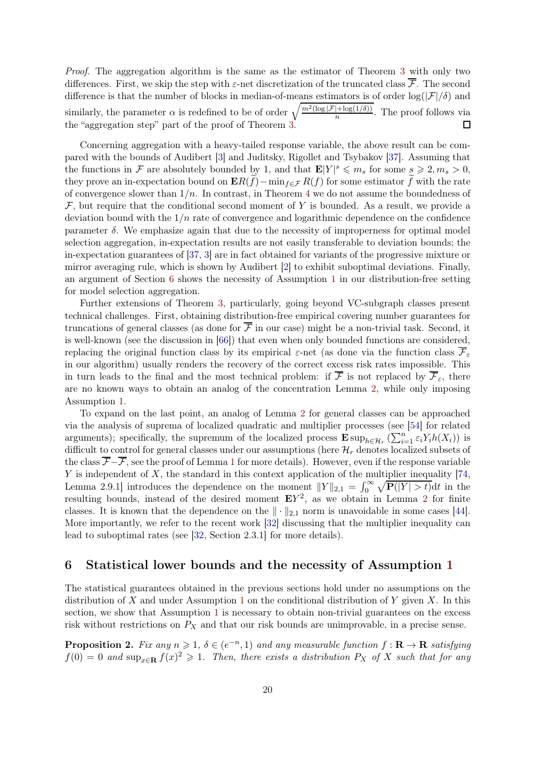*Proof.* The aggregation algorithm is the same as the estimator of Theorem 3 with only two differences. First, we skip the step with $\varepsilon$-net discretization of the truncated class $\overline{\mathcal{F}}$. The second difference is that the number of blocks in median-of-means estimators is of order $\log(|\mathcal{F}|/\delta)$ and similarly, the parameter $\alpha$ is redefined to be of order $\sqrt{\frac{m^2(\log|\mathcal{F}|+\log(1/\delta))}{n}}$. The proof follows via the "aggregation step" part of the proof of Theorem 3. $\square$

Concerning aggregation with a heavy-tailed response variable, the above result can be compared with the bounds of Audibert [3] and Juditsky, Rigollet and Tsybakov [37]. Assuming that the functions in $\mathcal{F}$ are absolutely bounded by 1, and that $\mathbf{E}|Y|^s \leqslant m_s$ for some $s \geqslant 2, m_s > 0$, they prove an in-expectation bound on $\mathbf{E}R(\widetilde{f}) - \min_{f\in\mathcal{F}} R(f)$ for some estimator $\widetilde{f}$ with the rate of convergence slower than $1/n$. In contrast, in Theorem 4 we do not assume the boundedness of $\mathcal{F}$, but require that the conditional second moment of $Y$ is bounded. As a result, we provide a deviation bound with the $1/n$ rate of convergence and logarithmic dependence on the confidence parameter $\delta$. We emphasize again that due to the necessity of improperness for optimal model selection aggregation, in-expectation results are not easily transferable to deviation bounds; the in-expectation guarantees of [37, 3] are in fact obtained for variants of the progressive mixture or mirror averaging rule, which is shown by Audibert [2] to exhibit suboptimal deviations. Finally, an argument of Section 6 shows the necessity of Assumption 1 in our distribution-free setting for model selection aggregation.

Further extensions of Theorem 3, particularly, going beyond VC-subgraph classes present technical challenges. First, obtaining distribution-free empirical covering number guarantees for truncations of general classes (as done for $\overline{\mathcal{F}}$ in our case) might be a non-trivial task. Second, it is well-known (see the discussion in [66]) that even when only bounded functions are considered, replacing the original function class by its empirical $\varepsilon$-net (as done via the function class $\overline{\mathcal{F}}_\varepsilon$ in our algorithm) usually renders the recovery of the correct excess risk rates impossible. This in turn leads to the final and the most technical problem: if $\overline{\mathcal{F}}$ is not replaced by $\overline{\mathcal{F}}_\varepsilon$, there are no known ways to obtain an analog of the concentration Lemma 2, while only imposing Assumption 1.

To expand on the last point, an analog of Lemma 2 for general classes can be approached via the analysis of suprema of localized quadratic and multiplier processes (see [54] for related arguments); specifically, the supremum of the localized process $\mathbf{E}\sup_{h\in\mathcal{H}_r}\left(\sum_{i=1}^n \varepsilon_i Y_i h(X_i)\right)$ is difficult to control for general classes under our assumptions (here $\mathcal{H}_r$ denotes localized subsets of the class $\overline{\mathcal{F}}-\overline{\mathcal{F}}$, see the proof of Lemma 1 for more details). However, even if the response variable $Y$ is independent of $X$, the standard in this context application of the multiplier inequality [74, Lemma 2.9.1] introduces the dependence on the moment $\|Y\|_{2,1} = \int_0^\infty \sqrt{\mathbf{P}(|Y| > t)}\mathrm{d}t$ in the resulting bounds, instead of the desired moment $\mathbf{E}Y^2$, as we obtain in Lemma 2 for finite classes. It is known that the dependence on the $\|\cdot\|_{2,1}$ norm is unavoidable in some cases [44]. More importantly, we refer to the recent work [32] discussing that the multiplier inequality can lead to suboptimal rates (see [32, Section 2.3.1] for more details).

## 6 Statistical lower bounds and the necessity of Assumption 1

The statistical guarantees obtained in the previous sections hold under no assumptions on the distribution of $X$ and under Assumption 1 on the conditional distribution of $Y$ given $X$. In this section, we show that Assumption 1 is necessary to obtain non-trivial guarantees on the excess risk without restrictions on $P_X$ and that our risk bounds are unimprovable, in a precise sense.

**Proposition 2.** *Fix any $n \geqslant 1$, $\delta \in (e^{-n}, 1)$ and any measurable function $f : \mathbf{R} \to \mathbf{R}$ satisfying $f(0) = 0$ and $\sup_{x\in\mathbf{R}} f(x)^2 \geqslant 1$. Then, there exists a distribution $P_X$ of $X$ such that for any*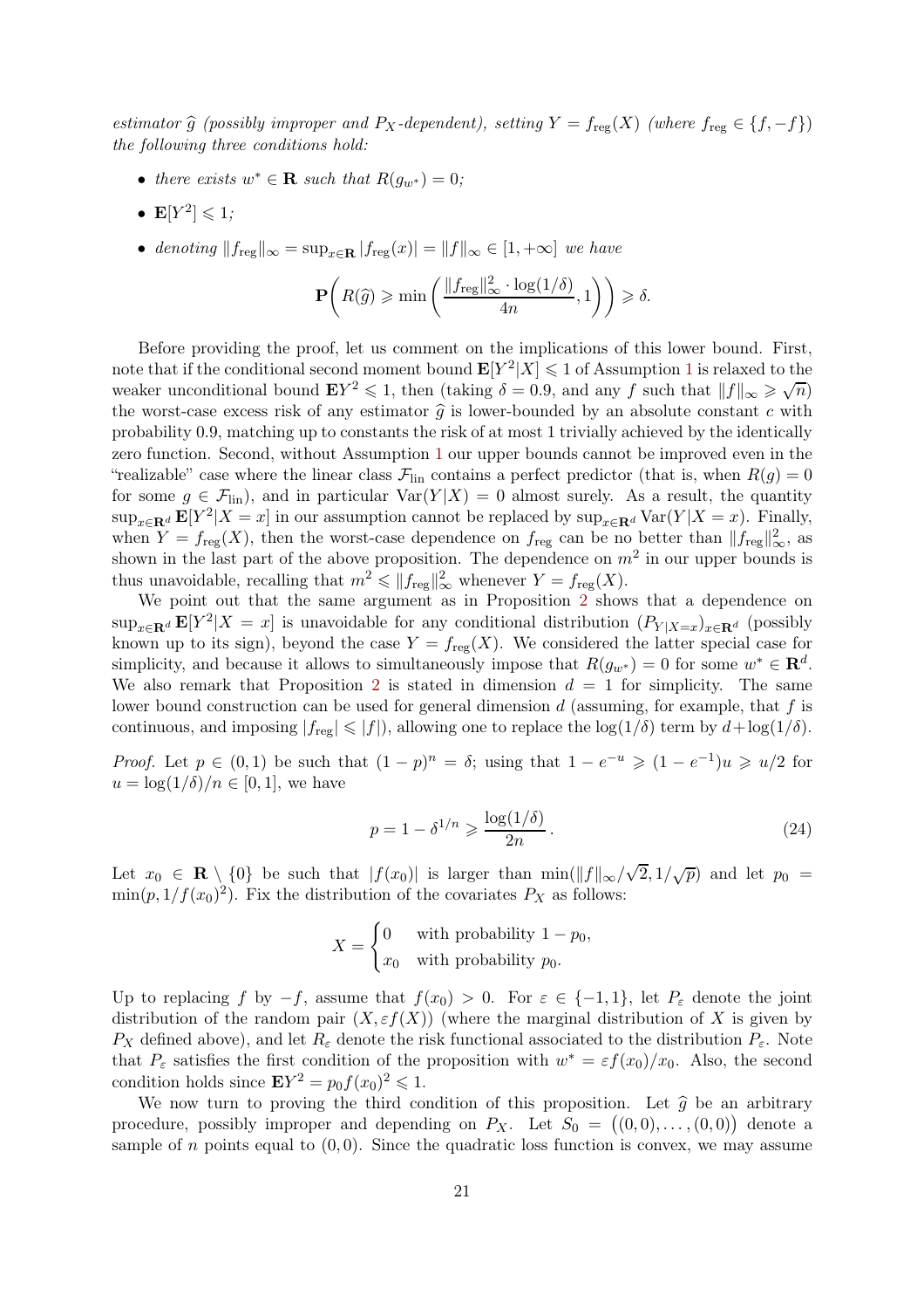*estimator $\widehat{g}$ (possibly improper and $P_X$-dependent), setting $Y = f_{\mathrm{reg}}(X)$ (where $f_{\mathrm{reg}} \in \{f, -f\}$) the following three conditions hold:*

- *there exists $w^* \in \mathbf{R}$ such that $R(g_{w^*}) = 0$;*
- *$\mathbf{E}[Y^2] \leqslant 1$;*
- *denoting $\|f_{\mathrm{reg}}\|_\infty = \sup_{x \in \mathbf{R}} |f_{\mathrm{reg}}(x)| = \|f\|_\infty \in [1, +\infty]$ we have*

$$\mathbf{P}\bigg( R(\widehat{g}) \geqslant \min\bigg( \frac{\|f_{\mathrm{reg}}\|_\infty^2 \cdot \log(1/\delta)}{4n}, 1 \bigg) \bigg) \geqslant \delta.$$

Before providing the proof, let us comment on the implications of this lower bound. First, note that if the conditional second moment bound $\mathbf{E}[Y^2|X] \leqslant 1$ of Assumption 1 is relaxed to the weaker unconditional bound $\mathbf{E}Y^2 \leqslant 1$, then (taking $\delta = 0.9$, and any $f$ such that $\|f\|_\infty \geqslant \sqrt{n}$) the worst-case excess risk of any estimator $\widehat{g}$ is lower-bounded by an absolute constant $c$ with probability 0.9, matching up to constants the risk of at most 1 trivially achieved by the identically zero function. Second, without Assumption 1 our upper bounds cannot be improved even in the "realizable" case where the linear class $\mathcal{F}_{\mathrm{lin}}$ contains a perfect predictor (that is, when $R(g) = 0$ for some $g \in \mathcal{F}_{\mathrm{lin}}$), and in particular $\mathrm{Var}(Y|X) = 0$ almost surely. As a result, the quantity $\sup_{x \in \mathbf{R}^d} \mathbf{E}[Y^2|X = x]$ in our assumption cannot be replaced by $\sup_{x \in \mathbf{R}^d} \mathrm{Var}(Y|X = x)$. Finally, when $Y = f_{\mathrm{reg}}(X)$, then the worst-case dependence on $f_{\mathrm{reg}}$ can be no better than $\|f_{\mathrm{reg}}\|_\infty^2$, as shown in the last part of the above proposition. The dependence on $m^2$ in our upper bounds is thus unavoidable, recalling that $m^2 \leqslant \|f_{\mathrm{reg}}\|_\infty^2$ whenever $Y = f_{\mathrm{reg}}(X)$.

We point out that the same argument as in Proposition 2 shows that a dependence on $\sup_{x \in \mathbf{R}^d} \mathbf{E}[Y^2|X = x]$ is unavoidable for any conditional distribution $(P_{Y|X=x})_{x \in \mathbf{R}^d}$ (possibly known up to its sign), beyond the case $Y = f_{\mathrm{reg}}(X)$. We considered the latter special case for simplicity, and because it allows to simultaneously impose that $R(g_{w^*}) = 0$ for some $w^* \in \mathbf{R}^d$. We also remark that Proposition 2 is stated in dimension $d = 1$ for simplicity. The same lower bound construction can be used for general dimension $d$ (assuming, for example, that $f$ is continuous, and imposing $|f_{\mathrm{reg}}| \leqslant |f|$), allowing one to replace the $\log(1/\delta)$ term by $d + \log(1/\delta)$.

*Proof.* Let $p \in (0, 1)$ be such that $(1 - p)^n = \delta$; using that $1 - e^{-u} \geqslant (1 - e^{-1})u \geqslant u/2$ for $u = \log(1/\delta)/n \in [0, 1]$, we have

$$p = 1 - \delta^{1/n} \geqslant \frac{\log(1/\delta)}{2n}\,. \tag{24}$$

Let $x_0 \in \mathbf{R} \setminus \{0\}$ be such that $|f(x_0)|$ is larger than $\min(\|f\|_\infty/\sqrt{2}, 1/\sqrt{p})$ and let $p_0 = \min(p, 1/f(x_0)^2)$. Fix the distribution of the covariates $P_X$ as follows:

$$X = \begin{cases} 0 & \text{with probability } 1 - p_0, \\ x_0 & \text{with probability } p_0. \end{cases}$$

Up to replacing $f$ by $-f$, assume that $f(x_0) > 0$. For $\varepsilon \in \{-1, 1\}$, let $P_\varepsilon$ denote the joint distribution of the random pair $(X, \varepsilon f(X))$ (where the marginal distribution of $X$ is given by $P_X$ defined above), and let $R_\varepsilon$ denote the risk functional associated to the distribution $P_\varepsilon$. Note that $P_\varepsilon$ satisfies the first condition of the proposition with $w^* = \varepsilon f(x_0)/x_0$. Also, the second condition holds since $\mathbf{E}Y^2 = p_0 f(x_0)^2 \leqslant 1$.

We now turn to proving the third condition of this proposition. Let $\widehat{g}$ be an arbitrary procedure, possibly improper and depending on $P_X$. Let $S_0 = \big((0,0), \ldots, (0,0)\big)$ denote a sample of $n$ points equal to $(0,0)$. Since the quadratic loss function is convex, we may assume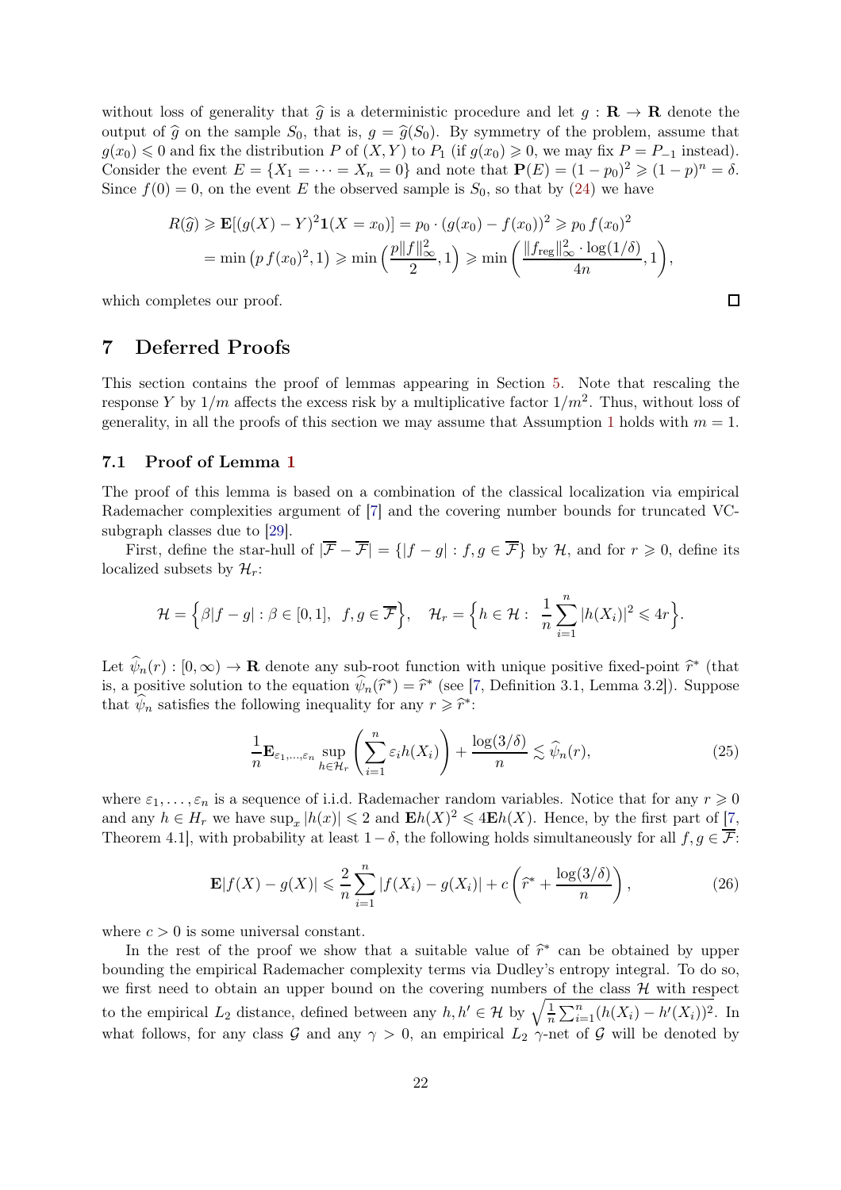without loss of generality that $\widehat{g}$ is a deterministic procedure and let $g : \mathbf{R} \to \mathbf{R}$ denote the output of $\widehat{g}$ on the sample $S_0$, that is, $g = \widehat{g}(S_0)$. By symmetry of the problem, assume that $g(x_0) \leqslant 0$ and fix the distribution $P$ of $(X, Y)$ to $P_1$ (if $g(x_0) \geqslant 0$, we may fix $P = P_{-1}$ instead). Consider the event $E = \{X_1 = \cdots = X_n = 0\}$ and note that $\mathbf{P}(E) = (1 - p_0)^2 \geqslant (1 - p)^n = \delta$. Since $f(0) = 0$, on the event $E$ the observed sample is $S_0$, so that by (24) we have

$$
\begin{aligned}
R(\widehat{g}) &\geqslant \mathbf{E}[(g(X) - Y)^2 \mathbf{1}(X = x_0)] = p_0 \cdot (g(x_0) - f(x_0))^2 \geqslant p_0\, f(x_0)^2 \\
&= \min\left(p\, f(x_0)^2, 1\right) \geqslant \min\left(\frac{p\|f\|_\infty^2}{2}, 1\right) \geqslant \min\left(\frac{\|f_{\mathrm{reg}}\|_\infty^2 \cdot \log(1/\delta)}{4n}, 1\right),
\end{aligned}
$$

which completes our proof. $\square$

# 7 Deferred Proofs

This section contains the proof of lemmas appearing in Section 5. Note that rescaling the response $Y$ by $1/m$ affects the excess risk by a multiplicative factor $1/m^2$. Thus, without loss of generality, in all the proofs of this section we may assume that Assumption 1 holds with $m = 1$.

## 7.1 Proof of Lemma 1

The proof of this lemma is based on a combination of the classical localization via empirical Rademacher complexities argument of [7] and the covering number bounds for truncated VC-subgraph classes due to [29].

First, define the star-hull of $|\overline{\mathcal{F}} - \overline{\mathcal{F}}| = \{|f - g| : f, g \in \overline{\mathcal{F}}\}$ by $\mathcal{H}$, and for $r \geqslant 0$, define its localized subsets by $\mathcal{H}_r$:

$$
\mathcal{H} = \Big\{\beta|f - g| : \beta \in [0, 1],\ \ f, g \in \overline{\mathcal{F}}\Big\}, \quad \mathcal{H}_r = \Big\{h \in \mathcal{H} :\ \frac{1}{n}\sum_{i=1}^n |h(X_i)|^2 \leqslant 4r\Big\}.
$$

Let $\widehat{\psi}_n(r) : [0, \infty) \to \mathbf{R}$ denote any sub-root function with unique positive fixed-point $\widehat{r}^*$ (that is, a positive solution to the equation $\widehat{\psi}_n(\widehat{r}^*) = \widehat{r}^*$ (see [7, Definition 3.1, Lemma 3.2]). Suppose that $\widehat{\psi}_n$ satisfies the following inequality for any $r \geqslant \widehat{r}^*$:

$$
\frac{1}{n}\mathbf{E}_{\varepsilon_1, \ldots, \varepsilon_n} \sup_{h \in \mathcal{H}_r} \left(\sum_{i=1}^n \varepsilon_i h(X_i)\right) + \frac{\log(3/\delta)}{n} \lesssim \widehat{\psi}_n(r), \tag{25}
$$

where $\varepsilon_1, \ldots, \varepsilon_n$ is a sequence of i.i.d. Rademacher random variables. Notice that for any $r \geqslant 0$ and any $h \in H_r$ we have $\sup_x |h(x)| \leqslant 2$ and $\mathbf{E}h(X)^2 \leqslant 4\mathbf{E}h(X)$. Hence, by the first part of [7, Theorem 4.1], with probability at least $1 - \delta$, the following holds simultaneously for all $f, g \in \overline{\mathcal{F}}$:

$$
\mathbf{E}|f(X) - g(X)| \leqslant \frac{2}{n}\sum_{i=1}^n |f(X_i) - g(X_i)| + c\left(\widehat{r}^* + \frac{\log(3/\delta)}{n}\right), \tag{26}
$$

where $c > 0$ is some universal constant.

In the rest of the proof we show that a suitable value of $\widehat{r}^*$ can be obtained by upper bounding the empirical Rademacher complexity terms via Dudley's entropy integral. To do so, we first need to obtain an upper bound on the covering numbers of the class $\mathcal{H}$ with respect to the empirical $L_2$ distance, defined between any $h, h' \in \mathcal{H}$ by $\sqrt{\frac{1}{n}\sum_{i=1}^n (h(X_i) - h'(X_i))^2}$. In what follows, for any class $\mathcal{G}$ and any $\gamma > 0$, an empirical $L_2$ $\gamma$-net of $\mathcal{G}$ will be denoted by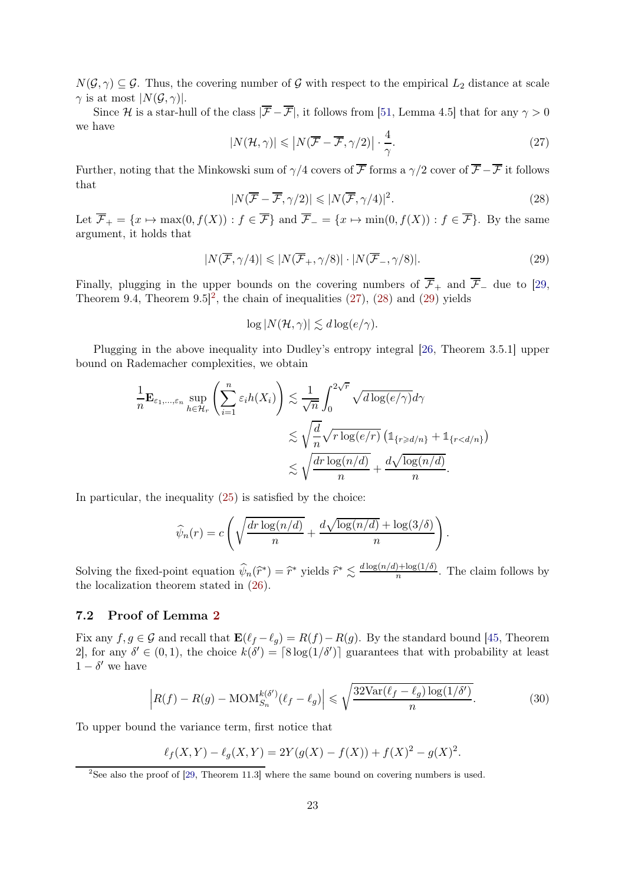$N(\mathcal{G}, \gamma) \subseteq \mathcal{G}$. Thus, the covering number of $\mathcal{G}$ with respect to the empirical $L_2$ distance at scale $\gamma$ is at most $|N(\mathcal{G}, \gamma)|$.

Since $\mathcal{H}$ is a star-hull of the class $|\overline{\mathcal{F}} - \overline{\mathcal{F}}|$, it follows from [51, Lemma 4.5] that for any $\gamma > 0$ we have

$$
|N(\mathcal{H}, \gamma)| \leqslant \left|N(\overline{\mathcal{F}} - \overline{\mathcal{F}}, \gamma/2)\right| \cdot \frac{4}{\gamma}. \tag{27}
$$

Further, noting that the Minkowski sum of $\gamma/4$ covers of $\overline{\mathcal{F}}$ forms a $\gamma/2$ cover of $\overline{\mathcal{F}} - \overline{\mathcal{F}}$ it follows that

$$
|N(\overline{\mathcal{F}} - \overline{\mathcal{F}}, \gamma/2)| \leqslant |N(\overline{\mathcal{F}}, \gamma/4)|^2. \tag{28}
$$

Let $\overline{\mathcal{F}}_+ = \{x \mapsto \max(0, f(X)) : f \in \overline{\mathcal{F}}\}$ and $\overline{\mathcal{F}}_- = \{x \mapsto \min(0, f(X)) : f \in \overline{\mathcal{F}}\}$. By the same argument, it holds that

$$
|N(\overline{\mathcal{F}}, \gamma/4)| \leqslant |N(\overline{\mathcal{F}}_+, \gamma/8)| \cdot |N(\overline{\mathcal{F}}_-, \gamma/8)|. \tag{29}
$$

Finally, plugging in the upper bounds on the covering numbers of $\overline{\mathcal{F}}_+$ and $\overline{\mathcal{F}}_-$ due to [29, Theorem 9.4, Theorem 9.5][2], the chain of inequalities (27), (28) and (29) yields

$$
\log |N(\mathcal{H}, \gamma)| \lesssim d \log(e/\gamma).
$$

Plugging in the above inequality into Dudley's entropy integral [26, Theorem 3.5.1] upper bound on Rademacher complexities, we obtain

$$
\begin{aligned}
\frac{1}{n}\mathbf{E}_{\varepsilon_1,\ldots,\varepsilon_n} \sup_{h \in \mathcal{H}_r} \left(\sum_{i=1}^n \varepsilon_i h(X_i)\right) &\lesssim \frac{1}{\sqrt{n}} \int_0^{2\sqrt{r}} \sqrt{d \log(e/\gamma)} d\gamma \\
&\lesssim \sqrt{\frac{d}{n}} \sqrt{r \log(e/r)} \left(\mathbb{1}_{\{r \geqslant d/n\}} + \mathbb{1}_{\{r < d/n\}}\right) \\
&\lesssim \sqrt{\frac{dr \log(n/d)}{n}} + \frac{d\sqrt{\log(n/d)}}{n}.
\end{aligned}
$$

In particular, the inequality (25) is satisfied by the choice:

$$
\widehat{\psi}_n(r) = c\left(\sqrt{\frac{dr\log(n/d)}{n}} + \frac{d\sqrt{\log(n/d)} + \log(3/\delta)}{n}\right).
$$

Solving the fixed-point equation $\widehat{\psi}_n(\widehat{r}^*) = \widehat{r}^*$ yields $\widehat{r}^* \lesssim \frac{d\log(n/d) + \log(1/\delta)}{n}$. The claim follows by the localization theorem stated in (26).

### 7.2 Proof of Lemma 2

Fix any $f, g \in \mathcal{G}$ and recall that $\mathbf{E}(\ell_f - \ell_g) = R(f) - R(g)$. By the standard bound [45, Theorem 2], for any $\delta' \in (0,1)$, the choice $k(\delta') = \lceil 8\log(1/\delta')\rceil$ guarantees that with probability at least $1 - \delta'$ we have

$$
\left|R(f) - R(g) - \mathrm{MOM}_{S_n}^{k(\delta')}(\ell_f - \ell_g)\right| \leqslant \sqrt{\frac{32\mathrm{Var}(\ell_f - \ell_g)\log(1/\delta')}{n}}. \tag{30}
$$

To upper bound the variance term, first notice that

$$
\ell_f(X, Y) - \ell_g(X, Y) = 2Y(g(X) - f(X)) + f(X)^2 - g(X)^2.
$$

[2] See also the proof of [29, Theorem 11.3] where the same bound on covering numbers is used.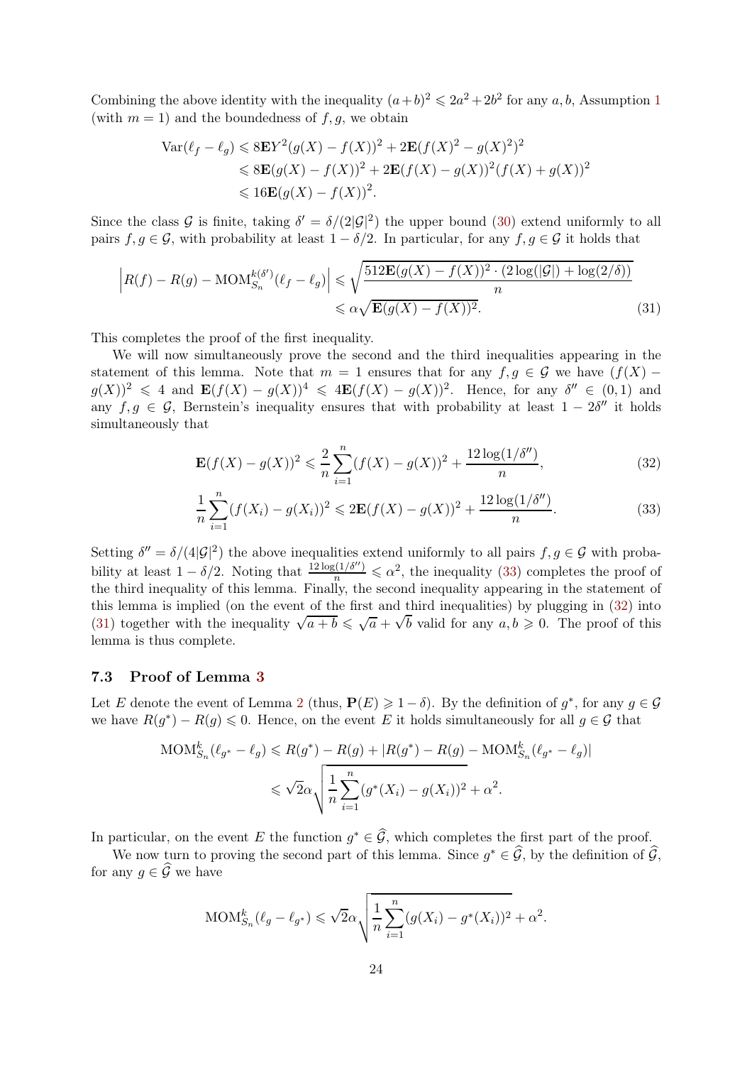Combining the above identity with the inequality $(a+b)^2 \leqslant 2a^2 + 2b^2$ for any $a, b$, Assumption 1 (with $m = 1$) and the boundedness of $f, g$, we obtain

$$
\begin{aligned}
\mathrm{Var}(\ell_f - \ell_g) &\leqslant 8\mathbf{E}Y^2(g(X) - f(X))^2 + 2\mathbf{E}(f(X)^2 - g(X)^2)^2 \\
&\leqslant 8\mathbf{E}(g(X) - f(X))^2 + 2\mathbf{E}(f(X) - g(X))^2(f(X) + g(X))^2 \\
&\leqslant 16\mathbf{E}(g(X) - f(X))^2.
\end{aligned}
$$

Since the class $\mathcal{G}$ is finite, taking $\delta' = \delta/(2|\mathcal{G}|^2)$ the upper bound (30) extend uniformly to all pairs $f, g \in \mathcal{G}$, with probability at least $1 - \delta/2$. In particular, for any $f, g \in \mathcal{G}$ it holds that

$$
\begin{aligned}
\left| R(f) - R(g) - \mathrm{MOM}_{S_n}^{k(\delta')}(\ell_f - \ell_g) \right| &\leqslant \sqrt{\frac{512\mathbf{E}(g(X) - f(X))^2 \cdot (2\log(|\mathcal{G}|) + \log(2/\delta))}{n}} \\
&\leqslant \alpha\sqrt{\mathbf{E}(g(X) - f(X))^2}. \qquad (31)
\end{aligned}
$$

This completes the proof of the first inequality.

We will now simultaneously prove the second and the third inequalities appearing in the statement of this lemma. Note that $m = 1$ ensures that for any $f, g \in \mathcal{G}$ we have $(f(X) - g(X))^2 \leqslant 4$ and $\mathbf{E}(f(X) - g(X))^4 \leqslant 4\mathbf{E}(f(X) - g(X))^2$. Hence, for any $\delta'' \in (0, 1)$ and any $f, g \in \mathcal{G}$, Bernstein's inequality ensures that with probability at least $1 - 2\delta''$ it holds simultaneously that

$$
\mathbf{E}(f(X) - g(X))^2 \leqslant \frac{2}{n}\sum_{i=1}^{n}(f(X) - g(X))^2 + \frac{12\log(1/\delta'')}{n}, \qquad (32)
$$

$$
\frac{1}{n}\sum_{i=1}^{n}(f(X_i) - g(X_i))^2 \leqslant 2\mathbf{E}(f(X) - g(X))^2 + \frac{12\log(1/\delta'')}{n}. \qquad (33)
$$

Setting $\delta'' = \delta/(4|\mathcal{G}|^2)$ the above inequalities extend uniformly to all pairs $f, g \in \mathcal{G}$ with probability at least $1 - \delta/2$. Noting that $\frac{12\log(1/\delta'')}{n} \leqslant \alpha^2$, the inequality (33) completes the proof of the third inequality of this lemma. Finally, the second inequality appearing in the statement of this lemma is implied (on the event of the first and third inequalities) by plugging in (32) into (31) together with the inequality $\sqrt{a+b} \leqslant \sqrt{a} + \sqrt{b}$ valid for any $a, b \geqslant 0$. The proof of this lemma is thus complete.

### 7.3 Proof of Lemma 3

Let $E$ denote the event of Lemma 2 (thus, $\mathbf{P}(E) \geqslant 1 - \delta$). By the definition of $g^*$, for any $g \in \mathcal{G}$ we have $R(g^*) - R(g) \leqslant 0$. Hence, on the event $E$ it holds simultaneously for all $g \in \mathcal{G}$ that

$$
\begin{aligned}
\mathrm{MOM}_{S_n}^{k}(\ell_{g^*} - \ell_g) &\leqslant R(g^*) - R(g) + |R(g^*) - R(g) - \mathrm{MOM}_{S_n}^{k}(\ell_{g^*} - \ell_g)| \\
&\leqslant \sqrt{2}\alpha\sqrt{\frac{1}{n}\sum_{i=1}^{n}(g^*(X_i) - g(X_i))^2} + \alpha^2.
\end{aligned}
$$

In particular, on the event $E$ the function $g^* \in \widehat{\mathcal{G}}$, which completes the first part of the proof.

We now turn to proving the second part of this lemma. Since $g^* \in \widehat{\mathcal{G}}$, by the definition of $\widehat{\mathcal{G}}$, for any $g \in \widehat{\mathcal{G}}$ we have

$$
\mathrm{MOM}_{S_n}^{k}(\ell_g - \ell_{g^*}) \leqslant \sqrt{2}\alpha\sqrt{\frac{1}{n}\sum_{i=1}^{n}(g(X_i) - g^*(X_i))^2} + \alpha^2.
$$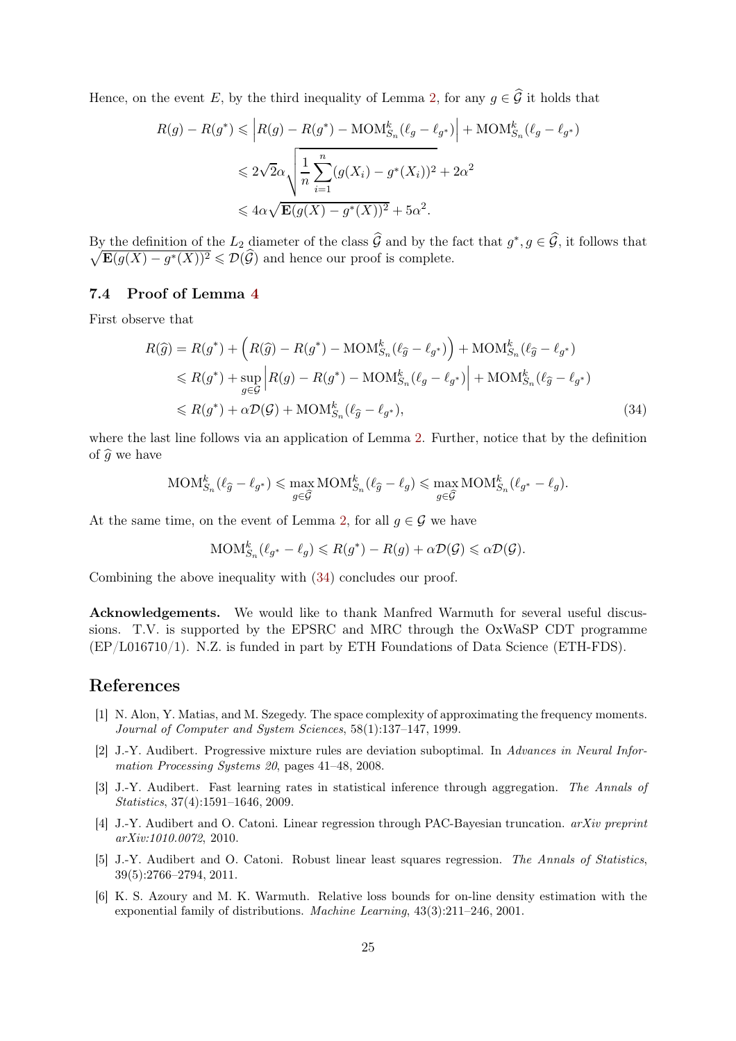Hence, on the event $E$, by the third inequality of Lemma 2, for any $g \in \widehat{\mathcal{G}}$ it holds that

$$
\begin{aligned}
R(g) - R(g^*) &\leqslant \left| R(g) - R(g^*) - \mathrm{MOM}^k_{S_n}(\ell_g - \ell_{g^*}) \right| + \mathrm{MOM}^k_{S_n}(\ell_g - \ell_{g^*}) \\
&\leqslant 2\sqrt{2}\alpha \sqrt{\frac{1}{n}\sum_{i=1}^n (g(X_i) - g^*(X_i))^2} + 2\alpha^2 \\
&\leqslant 4\alpha\sqrt{\mathbf{E}(g(X) - g^*(X))^2} + 5\alpha^2.
\end{aligned}
$$

By the definition of the $L_2$ diameter of the class $\widehat{\mathcal{G}}$ and by the fact that $g^*, g \in \widehat{\mathcal{G}}$, it follows that $\sqrt{\mathbf{E}(g(X) - g^*(X))^2} \leqslant \mathcal{D}(\widehat{\mathcal{G}})$ and hence our proof is complete.

### 7.4 Proof of Lemma 4

First observe that

$$
\begin{aligned}
R(\widehat{g}) &= R(g^*) + \left( R(\widehat{g}) - R(g^*) - \mathrm{MOM}^k_{S_n}(\ell_{\widehat{g}} - \ell_{g^*}) \right) + \mathrm{MOM}^k_{S_n}(\ell_{\widehat{g}} - \ell_{g^*}) \\
&\leqslant R(g^*) + \sup_{g \in \mathcal{G}} \left| R(g) - R(g^*) - \mathrm{MOM}^k_{S_n}(\ell_g - \ell_{g^*}) \right| + \mathrm{MOM}^k_{S_n}(\ell_{\widehat{g}} - \ell_{g^*}) \\
&\leqslant R(g^*) + \alpha\mathcal{D}(\mathcal{G}) + \mathrm{MOM}^k_{S_n}(\ell_{\widehat{g}} - \ell_{g^*}),
\end{aligned}
\tag{34}
$$

where the last line follows via an application of Lemma 2. Further, notice that by the definition of $\widehat{g}$ we have

$$
\mathrm{MOM}^k_{S_n}(\ell_{\widehat{g}} - \ell_{g^*}) \leqslant \max_{g \in \widehat{\mathcal{G}}} \mathrm{MOM}^k_{S_n}(\ell_{\widehat{g}} - \ell_g) \leqslant \max_{g \in \widehat{\mathcal{G}}} \mathrm{MOM}^k_{S_n}(\ell_{g^*} - \ell_g).
$$

At the same time, on the event of Lemma 2, for all $g \in \mathcal{G}$ we have

$$
\mathrm{MOM}^k_{S_n}(\ell_{g^*} - \ell_g) \leqslant R(g^*) - R(g) + \alpha\mathcal{D}(\mathcal{G}) \leqslant \alpha\mathcal{D}(\mathcal{G}).
$$

Combining the above inequality with (34) concludes our proof.

**Acknowledgements.** We would like to thank Manfred Warmuth for several useful discussions. T.V. is supported by the EPSRC and MRC through the OxWaSP CDT programme (EP/L016710/1). N.Z. is funded in part by ETH Foundations of Data Science (ETH-FDS).

## References

[1] N. Alon, Y. Matias, and M. Szegedy. The space complexity of approximating the frequency moments. *Journal of Computer and System Sciences*, 58(1):137–147, 1999.

[2] J.-Y. Audibert. Progressive mixture rules are deviation suboptimal. In *Advances in Neural Information Processing Systems 20*, pages 41–48, 2008.

[3] J.-Y. Audibert. Fast learning rates in statistical inference through aggregation. *The Annals of Statistics*, 37(4):1591–1646, 2009.

[4] J.-Y. Audibert and O. Catoni. Linear regression through PAC-Bayesian truncation. *arXiv preprint arXiv:1010.0072*, 2010.

[5] J.-Y. Audibert and O. Catoni. Robust linear least squares regression. *The Annals of Statistics*, 39(5):2766–2794, 2011.

[6] K. S. Azoury and M. K. Warmuth. Relative loss bounds for on-line density estimation with the exponential family of distributions. *Machine Learning*, 43(3):211–246, 2001.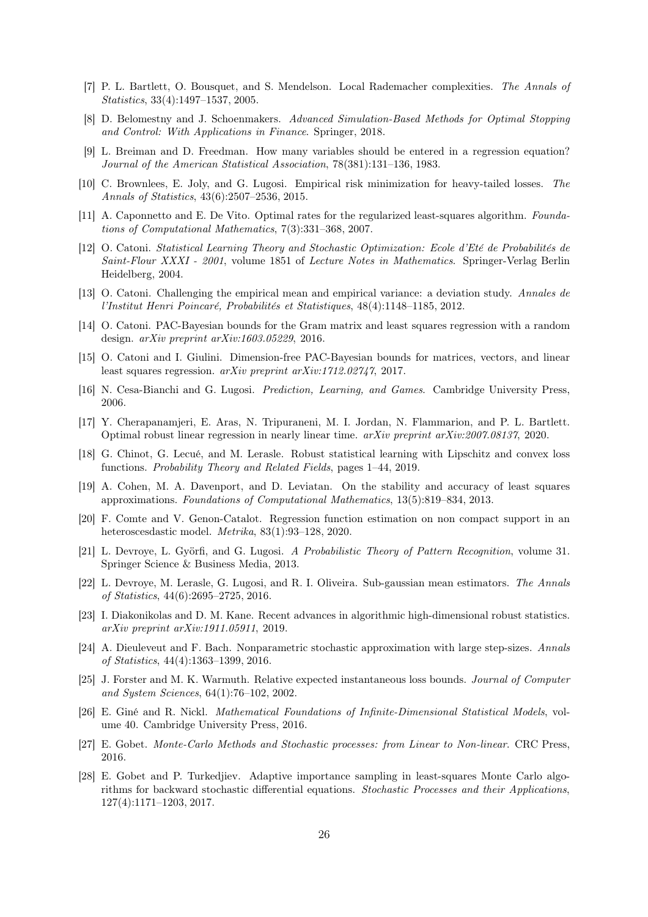[7] P. L. Bartlett, O. Bousquet, and S. Mendelson. Local Rademacher complexities. *The Annals of Statistics*, 33(4):1497–1537, 2005.

[8] D. Belomestny and J. Schoenmakers. *Advanced Simulation-Based Methods for Optimal Stopping and Control: With Applications in Finance*. Springer, 2018.

[9] L. Breiman and D. Freedman. How many variables should be entered in a regression equation? *Journal of the American Statistical Association*, 78(381):131–136, 1983.

[10] C. Brownlees, E. Joly, and G. Lugosi. Empirical risk minimization for heavy-tailed losses. *The Annals of Statistics*, 43(6):2507–2536, 2015.

[11] A. Caponnetto and E. De Vito. Optimal rates for the regularized least-squares algorithm. *Foundations of Computational Mathematics*, 7(3):331–368, 2007.

[12] O. Catoni. *Statistical Learning Theory and Stochastic Optimization: Ecole d'Eté de Probabilités de Saint-Flour XXXI - 2001*, volume 1851 of *Lecture Notes in Mathematics*. Springer-Verlag Berlin Heidelberg, 2004.

[13] O. Catoni. Challenging the empirical mean and empirical variance: a deviation study. *Annales de l'Institut Henri Poincaré, Probabilités et Statistiques*, 48(4):1148–1185, 2012.

[14] O. Catoni. PAC-Bayesian bounds for the Gram matrix and least squares regression with a random design. *arXiv preprint arXiv:1603.05229*, 2016.

[15] O. Catoni and I. Giulini. Dimension-free PAC-Bayesian bounds for matrices, vectors, and linear least squares regression. *arXiv preprint arXiv:1712.02747*, 2017.

[16] N. Cesa-Bianchi and G. Lugosi. *Prediction, Learning, and Games*. Cambridge University Press, 2006.

[17] Y. Cherapanamjeri, E. Aras, N. Tripuraneni, M. I. Jordan, N. Flammarion, and P. L. Bartlett. Optimal robust linear regression in nearly linear time. *arXiv preprint arXiv:2007.08137*, 2020.

[18] G. Chinot, G. Lecué, and M. Lerasle. Robust statistical learning with Lipschitz and convex loss functions. *Probability Theory and Related Fields*, pages 1–44, 2019.

[19] A. Cohen, M. A. Davenport, and D. Leviatan. On the stability and accuracy of least squares approximations. *Foundations of Computational Mathematics*, 13(5):819–834, 2013.

[20] F. Comte and V. Genon-Catalot. Regression function estimation on non compact support in an heteroscesdastic model. *Metrika*, 83(1):93–128, 2020.

[21] L. Devroye, L. Györfi, and G. Lugosi. *A Probabilistic Theory of Pattern Recognition*, volume 31. Springer Science & Business Media, 2013.

[22] L. Devroye, M. Lerasle, G. Lugosi, and R. I. Oliveira. Sub-gaussian mean estimators. *The Annals of Statistics*, 44(6):2695–2725, 2016.

[23] I. Diakonikolas and D. M. Kane. Recent advances in algorithmic high-dimensional robust statistics. *arXiv preprint arXiv:1911.05911*, 2019.

[24] A. Dieuleveut and F. Bach. Nonparametric stochastic approximation with large step-sizes. *Annals of Statistics*, 44(4):1363–1399, 2016.

[25] J. Forster and M. K. Warmuth. Relative expected instantaneous loss bounds. *Journal of Computer and System Sciences*, 64(1):76–102, 2002.

[26] E. Giné and R. Nickl. *Mathematical Foundations of Infinite-Dimensional Statistical Models*, volume 40. Cambridge University Press, 2016.

[27] E. Gobet. *Monte-Carlo Methods and Stochastic processes: from Linear to Non-linear*. CRC Press, 2016.

[28] E. Gobet and P. Turkedjiev. Adaptive importance sampling in least-squares Monte Carlo algorithms for backward stochastic differential equations. *Stochastic Processes and their Applications*, 127(4):1171–1203, 2017.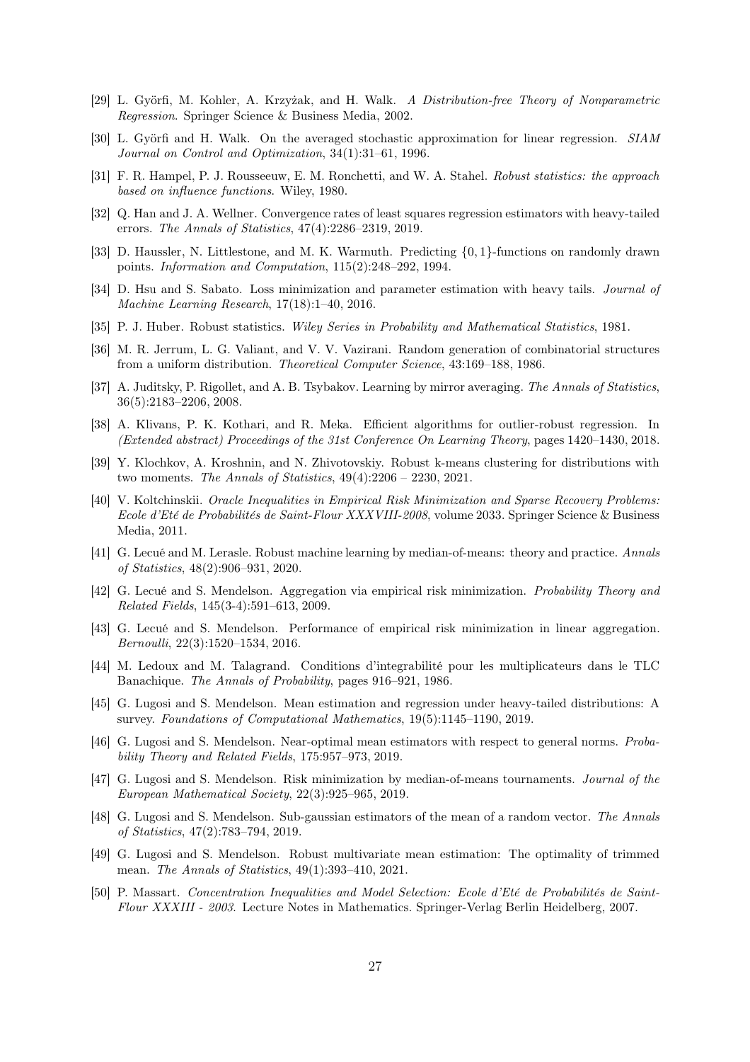[29] L. Györfi, M. Kohler, A. Krzyżak, and H. Walk. *A Distribution-free Theory of Nonparametric Regression*. Springer Science & Business Media, 2002.

[30] L. Györfi and H. Walk. On the averaged stochastic approximation for linear regression. *SIAM Journal on Control and Optimization*, 34(1):31–61, 1996.

[31] F. R. Hampel, P. J. Rousseeuw, E. M. Ronchetti, and W. A. Stahel. *Robust statistics: the approach based on influence functions*. Wiley, 1980.

[32] Q. Han and J. A. Wellner. Convergence rates of least squares regression estimators with heavy-tailed errors. *The Annals of Statistics*, 47(4):2286–2319, 2019.

[33] D. Haussler, N. Littlestone, and M. K. Warmuth. Predicting $\{0,1\}$-functions on randomly drawn points. *Information and Computation*, 115(2):248–292, 1994.

[34] D. Hsu and S. Sabato. Loss minimization and parameter estimation with heavy tails. *Journal of Machine Learning Research*, 17(18):1–40, 2016.

[35] P. J. Huber. Robust statistics. *Wiley Series in Probability and Mathematical Statistics*, 1981.

[36] M. R. Jerrum, L. G. Valiant, and V. V. Vazirani. Random generation of combinatorial structures from a uniform distribution. *Theoretical Computer Science*, 43:169–188, 1986.

[37] A. Juditsky, P. Rigollet, and A. B. Tsybakov. Learning by mirror averaging. *The Annals of Statistics*, 36(5):2183–2206, 2008.

[38] A. Klivans, P. K. Kothari, and R. Meka. Efficient algorithms for outlier-robust regression. In *(Extended abstract) Proceedings of the 31st Conference On Learning Theory*, pages 1420–1430, 2018.

[39] Y. Klochkov, A. Kroshnin, and N. Zhivotovskiy. Robust k-means clustering for distributions with two moments. *The Annals of Statistics*, 49(4):2206 – 2230, 2021.

[40] V. Koltchinskii. *Oracle Inequalities in Empirical Risk Minimization and Sparse Recovery Problems: Ecole d'Eté de Probabilités de Saint-Flour XXXVIII-2008*, volume 2033. Springer Science & Business Media, 2011.

[41] G. Lecué and M. Lerasle. Robust machine learning by median-of-means: theory and practice. *Annals of Statistics*, 48(2):906–931, 2020.

[42] G. Lecué and S. Mendelson. Aggregation via empirical risk minimization. *Probability Theory and Related Fields*, 145(3-4):591–613, 2009.

[43] G. Lecué and S. Mendelson. Performance of empirical risk minimization in linear aggregation. *Bernoulli*, 22(3):1520–1534, 2016.

[44] M. Ledoux and M. Talagrand. Conditions d'integrabilité pour les multiplicateurs dans le TLC Banachique. *The Annals of Probability*, pages 916–921, 1986.

[45] G. Lugosi and S. Mendelson. Mean estimation and regression under heavy-tailed distributions: A survey. *Foundations of Computational Mathematics*, 19(5):1145–1190, 2019.

[46] G. Lugosi and S. Mendelson. Near-optimal mean estimators with respect to general norms. *Probability Theory and Related Fields*, 175:957–973, 2019.

[47] G. Lugosi and S. Mendelson. Risk minimization by median-of-means tournaments. *Journal of the European Mathematical Society*, 22(3):925–965, 2019.

[48] G. Lugosi and S. Mendelson. Sub-gaussian estimators of the mean of a random vector. *The Annals of Statistics*, 47(2):783–794, 2019.

[49] G. Lugosi and S. Mendelson. Robust multivariate mean estimation: The optimality of trimmed mean. *The Annals of Statistics*, 49(1):393–410, 2021.

[50] P. Massart. *Concentration Inequalities and Model Selection: Ecole d'Eté de Probabilités de Saint-Flour XXXIII - 2003*. Lecture Notes in Mathematics. Springer-Verlag Berlin Heidelberg, 2007.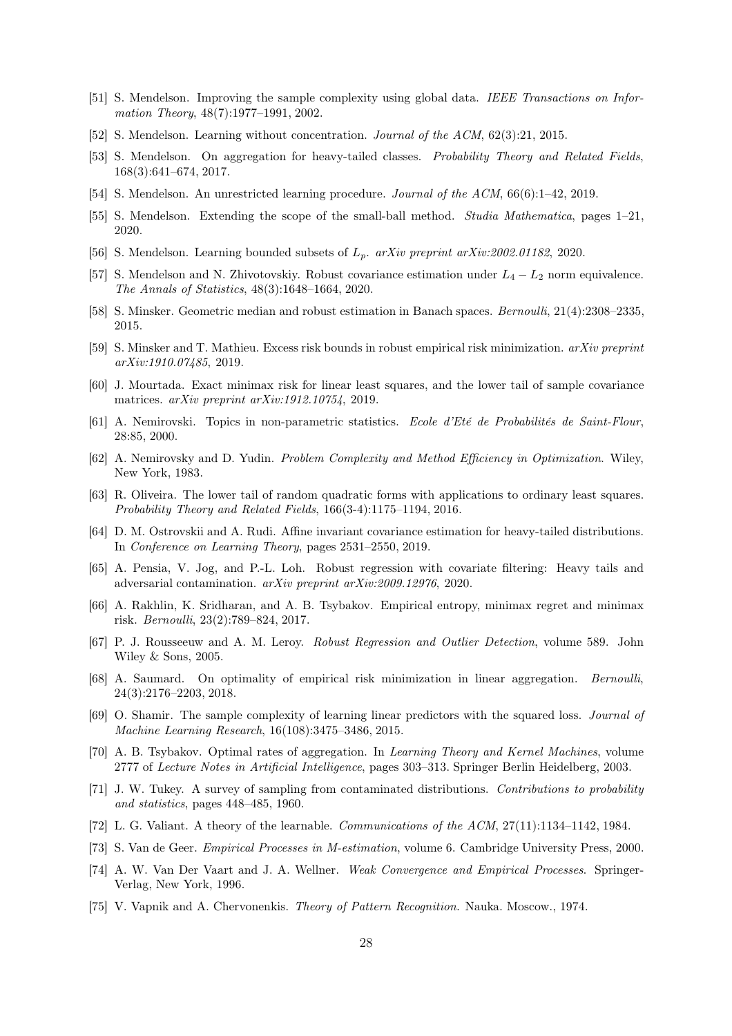[51] S. Mendelson. Improving the sample complexity using global data. *IEEE Transactions on Information Theory*, 48(7):1977–1991, 2002.

[52] S. Mendelson. Learning without concentration. *Journal of the ACM*, 62(3):21, 2015.

[53] S. Mendelson. On aggregation for heavy-tailed classes. *Probability Theory and Related Fields*, 168(3):641–674, 2017.

[54] S. Mendelson. An unrestricted learning procedure. *Journal of the ACM*, 66(6):1–42, 2019.

[55] S. Mendelson. Extending the scope of the small-ball method. *Studia Mathematica*, pages 1–21, 2020.

[56] S. Mendelson. Learning bounded subsets of $L_p$. *arXiv preprint arXiv:2002.01182*, 2020.

[57] S. Mendelson and N. Zhivotovskiy. Robust covariance estimation under $L_4 - L_2$ norm equivalence. *The Annals of Statistics*, 48(3):1648–1664, 2020.

[58] S. Minsker. Geometric median and robust estimation in Banach spaces. *Bernoulli*, 21(4):2308–2335, 2015.

[59] S. Minsker and T. Mathieu. Excess risk bounds in robust empirical risk minimization. *arXiv preprint arXiv:1910.07485*, 2019.

[60] J. Mourtada. Exact minimax risk for linear least squares, and the lower tail of sample covariance matrices. *arXiv preprint arXiv:1912.10754*, 2019.

[61] A. Nemirovski. Topics in non-parametric statistics. *Ecole d'Eté de Probabilités de Saint-Flour*, 28:85, 2000.

[62] A. Nemirovsky and D. Yudin. *Problem Complexity and Method Efficiency in Optimization*. Wiley, New York, 1983.

[63] R. Oliveira. The lower tail of random quadratic forms with applications to ordinary least squares. *Probability Theory and Related Fields*, 166(3-4):1175–1194, 2016.

[64] D. M. Ostrovskii and A. Rudi. Affine invariant covariance estimation for heavy-tailed distributions. In *Conference on Learning Theory*, pages 2531–2550, 2019.

[65] A. Pensia, V. Jog, and P.-L. Loh. Robust regression with covariate filtering: Heavy tails and adversarial contamination. *arXiv preprint arXiv:2009.12976*, 2020.

[66] A. Rakhlin, K. Sridharan, and A. B. Tsybakov. Empirical entropy, minimax regret and minimax risk. *Bernoulli*, 23(2):789–824, 2017.

[67] P. J. Rousseeuw and A. M. Leroy. *Robust Regression and Outlier Detection*, volume 589. John Wiley & Sons, 2005.

[68] A. Saumard. On optimality of empirical risk minimization in linear aggregation. *Bernoulli*, 24(3):2176–2203, 2018.

[69] O. Shamir. The sample complexity of learning linear predictors with the squared loss. *Journal of Machine Learning Research*, 16(108):3475–3486, 2015.

[70] A. B. Tsybakov. Optimal rates of aggregation. In *Learning Theory and Kernel Machines*, volume 2777 of *Lecture Notes in Artificial Intelligence*, pages 303–313. Springer Berlin Heidelberg, 2003.

[71] J. W. Tukey. A survey of sampling from contaminated distributions. *Contributions to probability and statistics*, pages 448–485, 1960.

[72] L. G. Valiant. A theory of the learnable. *Communications of the ACM*, 27(11):1134–1142, 1984.

[73] S. Van de Geer. *Empirical Processes in M-estimation*, volume 6. Cambridge University Press, 2000.

[74] A. W. Van Der Vaart and J. A. Wellner. *Weak Convergence and Empirical Processes*. Springer-Verlag, New York, 1996.

[75] V. Vapnik and A. Chervonenkis. *Theory of Pattern Recognition.* Nauka. Moscow., 1974.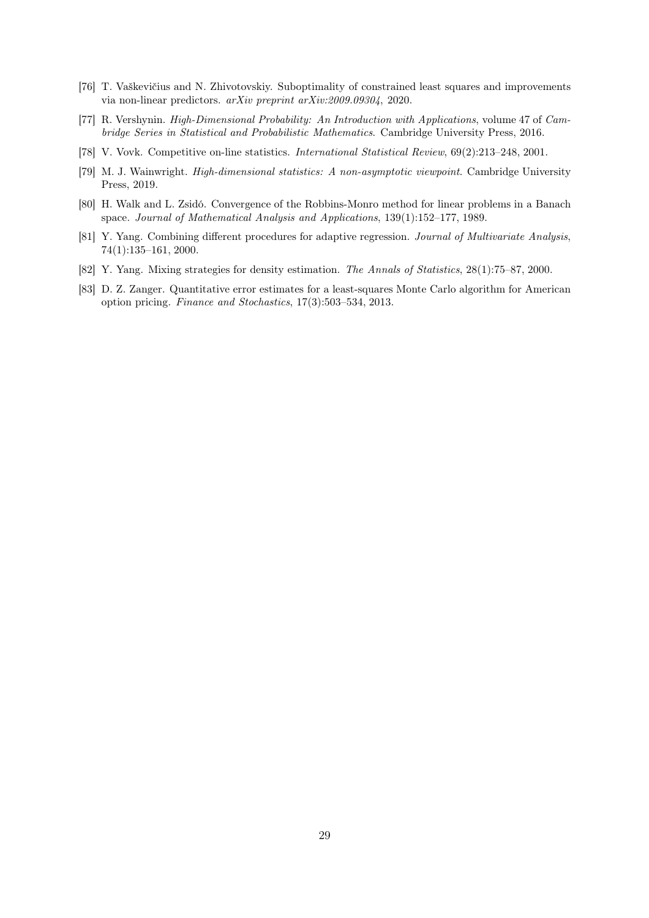[76] T. Vaškevičius and N. Zhivotovskiy. Suboptimality of constrained least squares and improvements via non-linear predictors. *arXiv preprint arXiv:2009.09304*, 2020.

[77] R. Vershynin. *High-Dimensional Probability: An Introduction with Applications*, volume 47 of *Cambridge Series in Statistical and Probabilistic Mathematics*. Cambridge University Press, 2016.

[78] V. Vovk. Competitive on-line statistics. *International Statistical Review*, 69(2):213–248, 2001.

[79] M. J. Wainwright. *High-dimensional statistics: A non-asymptotic viewpoint*. Cambridge University Press, 2019.

[80] H. Walk and L. Zsidó. Convergence of the Robbins-Monro method for linear problems in a Banach space. *Journal of Mathematical Analysis and Applications*, 139(1):152–177, 1989.

[81] Y. Yang. Combining different procedures for adaptive regression. *Journal of Multivariate Analysis*, 74(1):135–161, 2000.

[82] Y. Yang. Mixing strategies for density estimation. *The Annals of Statistics*, 28(1):75–87, 2000.

[83] D. Z. Zanger. Quantitative error estimates for a least-squares Monte Carlo algorithm for American option pricing. *Finance and Stochastics*, 17(3):503–534, 2013.